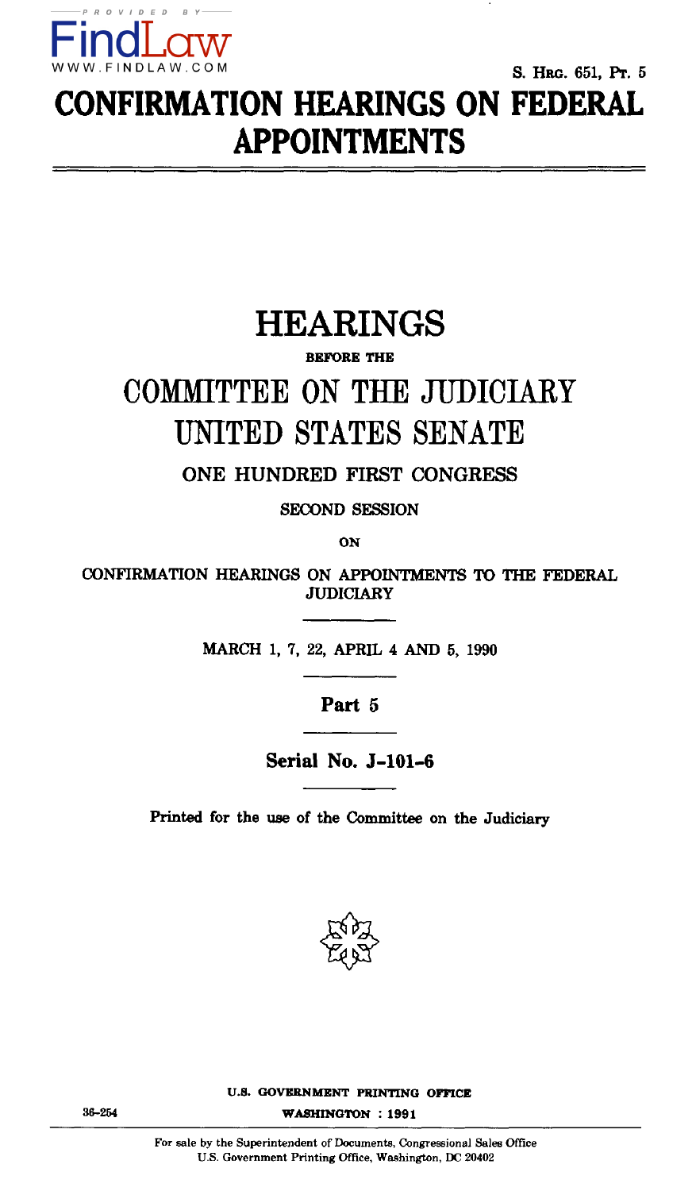S. HRG. 651, PT. 5

# CONFIRMATION HEARINGS ON FEDERAL APPOINTMENTS

# HEARINGS

BEFORE THE

## COMMITTEE ON THE JUDICIARY UNITED STATES SENATE

ONE HUNDRED FIRST CONGRESS

SECOND SESSION

ON

CONFIRMATION HEARINGS ON APPOINTMENTS TO THE FEDERAL JUDICIARY

MARCH 1, 7, 22, APRIL 4 AND 5, 1990

**Part 5**

**Serial No. J-101-6**

Printed for the use of the Committee on the Judiciary

U.S. GOVERNMENT PRINTING OFFICE

36-254 WASHINGTON : 1991

For sale by the Superintendent of Documents, Congressional Sales Office
U.S. Government Printing Office, Washington, DC 20402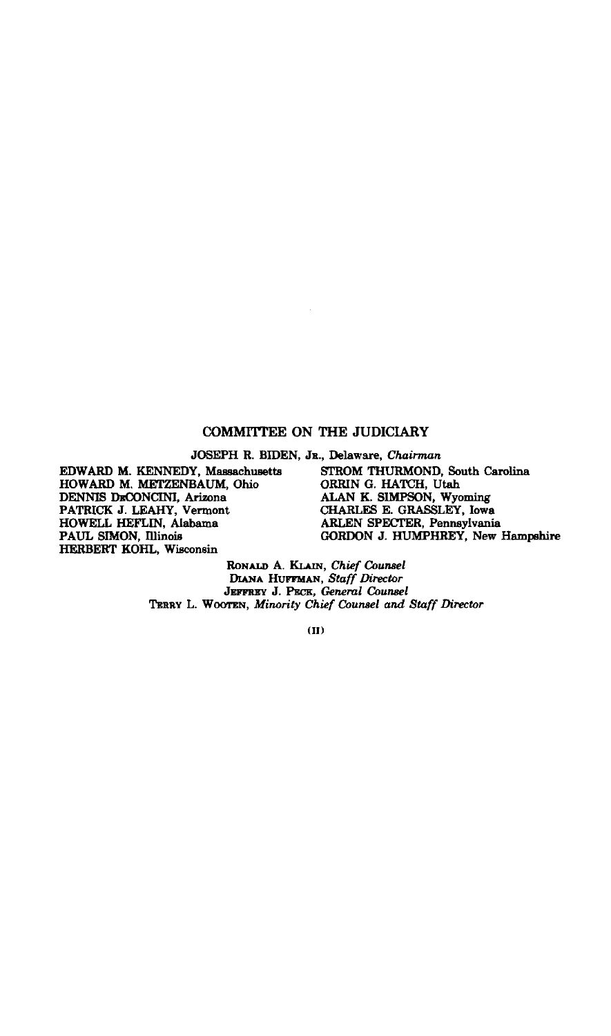## COMMITTEE ON THE JUDICIARY

JOSEPH R. BIDEN, JR., Delaware, *Chairman*

EDWARD M. KENNEDY, Massachusetts
HOWARD M. METZENBAUM, Ohio
DENNIS DECONCINI, Arizona
PATRICK J. LEAHY, Vermont
HOWELL HEFLIN, Alabama
PAUL SIMON, Illinois
HERBERT KOHL, Wisconsin

STROM THURMOND, South Carolina
ORRIN G. HATCH, Utah
ALAN K. SIMPSON, Wyoming
CHARLES E. GRASSLEY, Iowa
ARLEN SPECTER, Pennsylvania
GORDON J. HUMPHREY, New Hampshire

RONALD A. KLAIN, *Chief Counsel*
DIANA HUFFMAN, *Staff Director*
JEFFREY J. PECK, *General Counsel*
TERRY L. WOOTEN, *Minority Chief Counsel and Staff Director*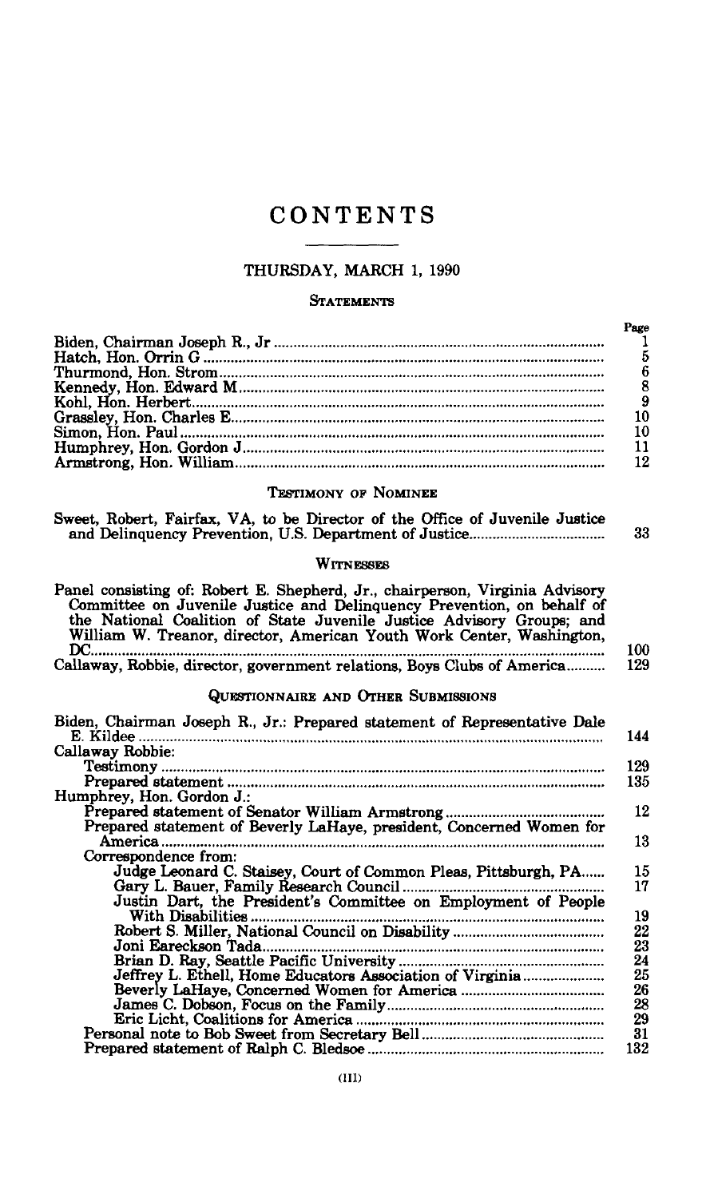# CONTENTS

## THURSDAY, MARCH 1, 1990

### STATEMENTS

| | Page |
|---|---|
| Biden, Chairman Joseph R., Jr | 1 |
| Hatch, Hon. Orrin G | 5 |
| Thurmond, Hon. Strom | 6 |
| Kennedy, Hon. Edward M | 8 |
| Kohl, Hon. Herbert | 9 |
| Grassley, Hon. Charles E | 10 |
| Simon, Hon. Paul | 10 |
| Humphrey, Hon. Gordon J | 11 |
| Armstrong, Hon. William | 12 |

### TESTIMONY OF NOMINEE

| | |
|---|---|
| Sweet, Robert, Fairfax, VA, to be Director of the Office of Juvenile Justice and Delinquency Prevention, U.S. Department of Justice | 33 |

### WITNESSES

| | |
|---|---|
| Panel consisting of: Robert E. Shepherd, Jr., chairperson, Virginia Advisory Committee on Juvenile Justice and Delinquency Prevention, on behalf of the National Coalition of State Juvenile Justice Advisory Groups; and William W. Treanor, director, American Youth Work Center, Washington, DC | 100 |
| Callaway, Robbie, director, government relations, Boys Clubs of America | 129 |

### QUESTIONNAIRE AND OTHER SUBMISSIONS

| | |
|---|---|
| Biden, Chairman Joseph R., Jr.: Prepared statement of Representative Dale E. Kildee | 144 |
| Callaway Robbie: | |
| Testimony | 129 |
| Prepared statement | 135 |
| Humphrey, Hon. Gordon J.: | |
| Prepared statement of Senator William Armstrong | 12 |
| Prepared statement of Beverly LaHaye, president, Concerned Women for America | 13 |
| Correspondence from: | |
| Judge Leonard C. Staisey, Court of Common Pleas, Pittsburgh, PA | 15 |
| Gary L. Bauer, Family Research Council | 17 |
| Justin Dart, the President's Committee on Employment of People With Disabilities | 19 |
| Robert S. Miller, National Council on Disability | 22 |
| Joni Eareckson Tada | 23 |
| Brian D. Ray, Seattle Pacific University | 24 |
| Jeffrey L. Ethell, Home Educators Association of Virginia | 25 |
| Beverly LaHaye, Concerned Women for America | 26 |
| James C. Dobson, Focus on the Family | 28 |
| Eric Licht, Coalitions for America | 29 |
| Personal note to Bob Sweet from Secretary Bell | 31 |
| Prepared statement of Ralph C. Bledsoe | 132 |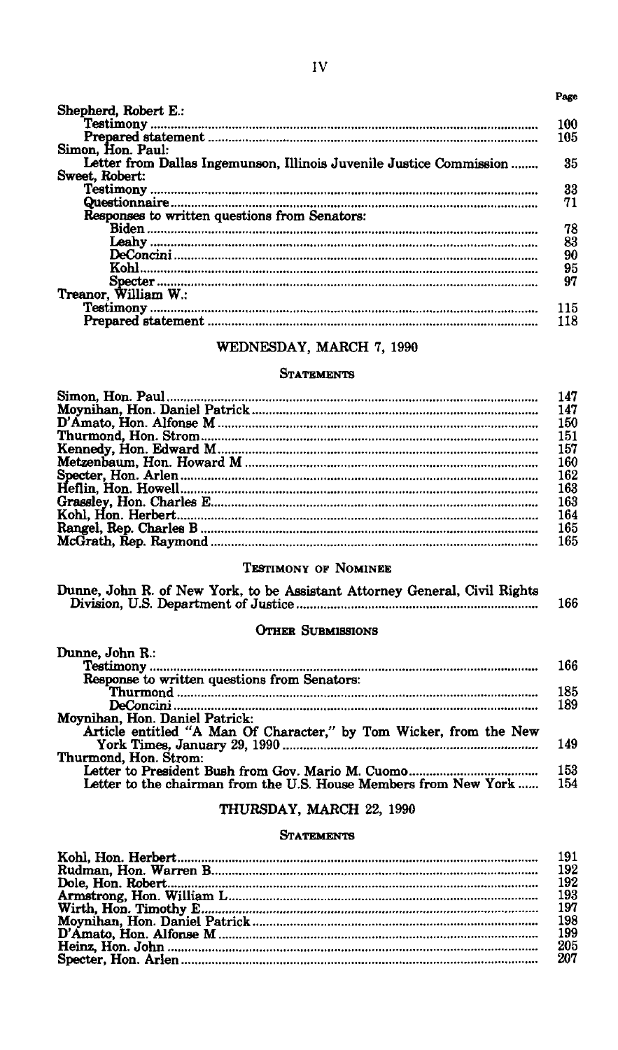| | Page |
|---|---|
| Shepherd, Robert E.: | |
| Testimony | 100 |
| Prepared statement | 105 |
| Simon, Hon. Paul: | |
| Letter from Dallas Ingemunson, Illinois Juvenile Justice Commission | 35 |
| Sweet, Robert: | |
| Testimony | 33 |
| Questionnaire | 71 |
| Responses to written questions from Senators: | |
| Biden | 78 |
| Leahy | 83 |
| DeConcini | 90 |
| Kohl | 95 |
| Specter | 97 |
| Treanor, William W.: | |
| Testimony | 115 |
| Prepared statement | 118 |

## WEDNESDAY, MARCH 7, 1990

### STATEMENTS

| | |
|---|---|
| Simon, Hon. Paul | 147 |
| Moynihan, Hon. Daniel Patrick | 147 |
| D'Amato, Hon. Alfonse M | 150 |
| Thurmond, Hon. Strom | 151 |
| Kennedy, Hon. Edward M | 157 |
| Metzenbaum, Hon. Howard M | 160 |
| Specter, Hon. Arlen | 162 |
| Heflin, Hon. Howell | 163 |
| Grassley, Hon. Charles E | 163 |
| Kohl, Hon. Herbert | 164 |
| Rangel, Rep. Charles B | 165 |
| McGrath, Rep. Raymond | 165 |

### TESTIMONY OF NOMINEE

| | |
|---|---|
| Dunne, John R. of New York, to be Assistant Attorney General, Civil Rights Division, U.S. Department of Justice | 166 |

### OTHER SUBMISSIONS

| | |
|---|---|
| Dunne, John R.: | |
| Testimony | 166 |
| Response to written questions from Senators: | |
| Thurmond | 185 |
| DeConcini | 189 |
| Moynihan, Hon. Daniel Patrick: | |
| Article entitled "A Man Of Character," by Tom Wicker, from the New York Times, January 29, 1990 | 149 |
| Thurmond, Hon. Strom: | |
| Letter to President Bush from Gov. Mario M. Cuomo | 153 |
| Letter to the chairman from the U.S. House Members from New York | 154 |

## THURSDAY, MARCH 22, 1990

### STATEMENTS

| | |
|---|---|
| Kohl, Hon. Herbert | 191 |
| Rudman, Hon. Warren B | 192 |
| Dole, Hon. Robert | 192 |
| Armstrong, Hon. William L | 193 |
| Wirth, Hon. Timothy E | 197 |
| Moynihan, Hon. Daniel Patrick | 198 |
| D'Amato, Hon. Alfonse M | 199 |
| Heinz, Hon. John | 205 |
| Specter, Hon. Arlen | 207 |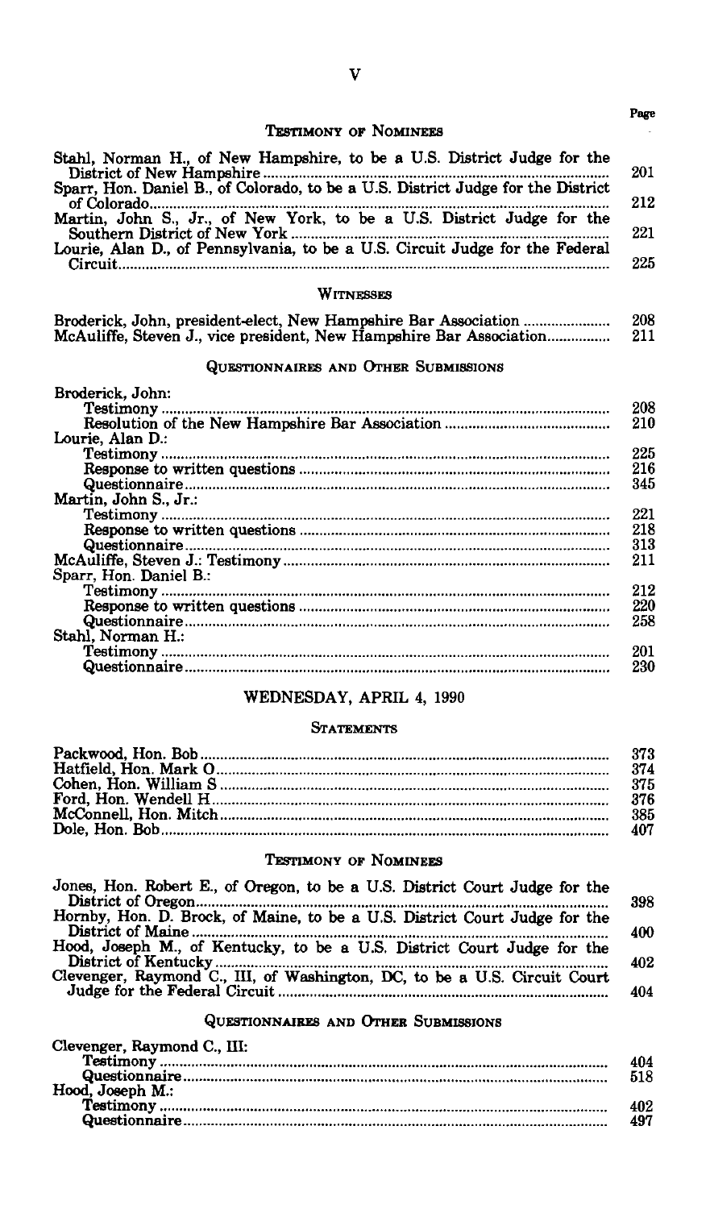Page

### Testimony of Nominees

| | |
|---|---|
| Stahl, Norman H., of New Hampshire, to be a U.S. District Judge for the District of New Hampshire | 201 |
| Sparr, Hon. Daniel B., of Colorado, to be a U.S. District Judge for the District of Colorado | 212 |
| Martin, John S., Jr., of New York, to be a U.S. District Judge for the Southern District of New York | 221 |
| Lourie, Alan D., of Pennsylvania, to be a U.S. Circuit Judge for the Federal Circuit | 225 |

### Witnesses

| | |
|---|---|
| Broderick, John, president-elect, New Hampshire Bar Association | 208 |
| McAuliffe, Steven J., vice president, New Hampshire Bar Association | 211 |

### Questionnaires and Other Submissions

| | |
|---|---|
| Broderick, John: | |
| Testimony | 208 |
| Resolution of the New Hampshire Bar Association | 210 |
| Lourie, Alan D.: | |
| Testimony | 225 |
| Response to written questions | 216 |
| Questionnaire | 345 |
| Martin, John S., Jr.: | |
| Testimony | 221 |
| Response to written questions | 218 |
| Questionnaire | 313 |
| McAuliffe, Steven J.: Testimony | 211 |
| Sparr, Hon. Daniel B.: | |
| Testimony | 212 |
| Response to written questions | 220 |
| Questionnaire | 258 |
| Stahl, Norman H.: | |
| Testimony | 201 |
| Questionnaire | 230 |

## WEDNESDAY, APRIL 4, 1990

### Statements

| | |
|---|---|
| Packwood, Hon. Bob | 373 |
| Hatfield, Hon. Mark O | 374 |
| Cohen, Hon. William S | 375 |
| Ford, Hon. Wendell H | 376 |
| McConnell, Hon. Mitch | 385 |
| Dole, Hon. Bob | 407 |

### Testimony of Nominees

| | |
|---|---|
| Jones, Hon. Robert E., of Oregon, to be a U.S. District Court Judge for the District of Oregon | 398 |
| Hornby, Hon. D. Brock, of Maine, to be a U.S. District Court Judge for the District of Maine | 400 |
| Hood, Joseph M., of Kentucky, to be a U.S. District Court Judge for the District of Kentucky | 402 |
| Clevenger, Raymond C., III, of Washington, DC, to be a U.S. Circuit Court Judge for the Federal Circuit | 404 |

### Questionnaires and Other Submissions

| | |
|---|---|
| Clevenger, Raymond C., III: | |
| Testimony | 404 |
| Questionnaire | 518 |
| Hood, Joseph M.: | |
| Testimony | 402 |
| Questionnaire | 497 |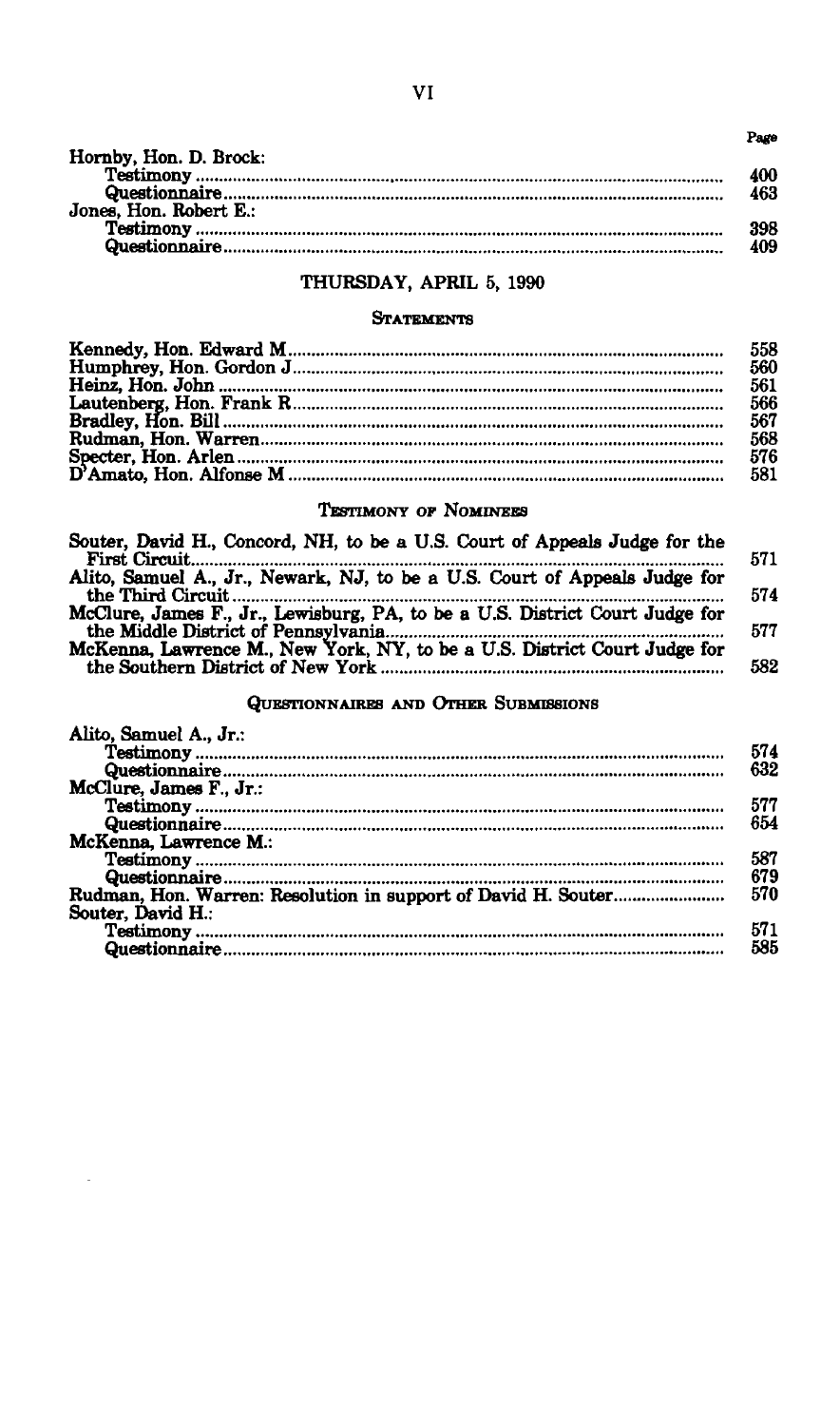| | Page |
|---|---|
| Hornby, Hon. D. Brock: | |
| Testimony | 400 |
| Questionnaire | 463 |
| Jones, Hon. Robert E.: | |
| Testimony | 398 |
| Questionnaire | 409 |

## THURSDAY, APRIL 5, 1990

### STATEMENTS

| | |
|---|---|
| Kennedy, Hon. Edward M | 558 |
| Humphrey, Hon. Gordon J | 560 |
| Heinz, Hon. John | 561 |
| Lautenberg, Hon. Frank R | 566 |
| Bradley, Hon. Bill | 567 |
| Rudman, Hon. Warren | 568 |
| Specter, Hon. Arlen | 576 |
| D'Amato, Hon. Alfonse M | 581 |

### TESTIMONY OF NOMINEES

| | |
|---|---|
| Souter, David H., Concord, NH, to be a U.S. Court of Appeals Judge for the First Circuit | 571 |
| Alito, Samuel A., Jr., Newark, NJ, to be a U.S. Court of Appeals Judge for the Third Circuit | 574 |
| McClure, James F., Jr., Lewisburg, PA, to be a U.S. District Court Judge for the Middle District of Pennsylvania | 577 |
| McKenna, Lawrence M., New York, NY, to be a U.S. District Court Judge for the Southern District of New York | 582 |

### QUESTIONNAIRES AND OTHER SUBMISSIONS

| | |
|---|---|
| Alito, Samuel A., Jr.: | |
| Testimony | 574 |
| Questionnaire | 632 |
| McClure, James F., Jr.: | |
| Testimony | 577 |
| Questionnaire | 654 |
| McKenna, Lawrence M.: | |
| Testimony | 587 |
| Questionnaire | 679 |
| Rudman, Hon. Warren: Resolution in support of David H. Souter | 570 |
| Souter, David H.: | |
| Testimony | 571 |
| Questionnaire | 585 |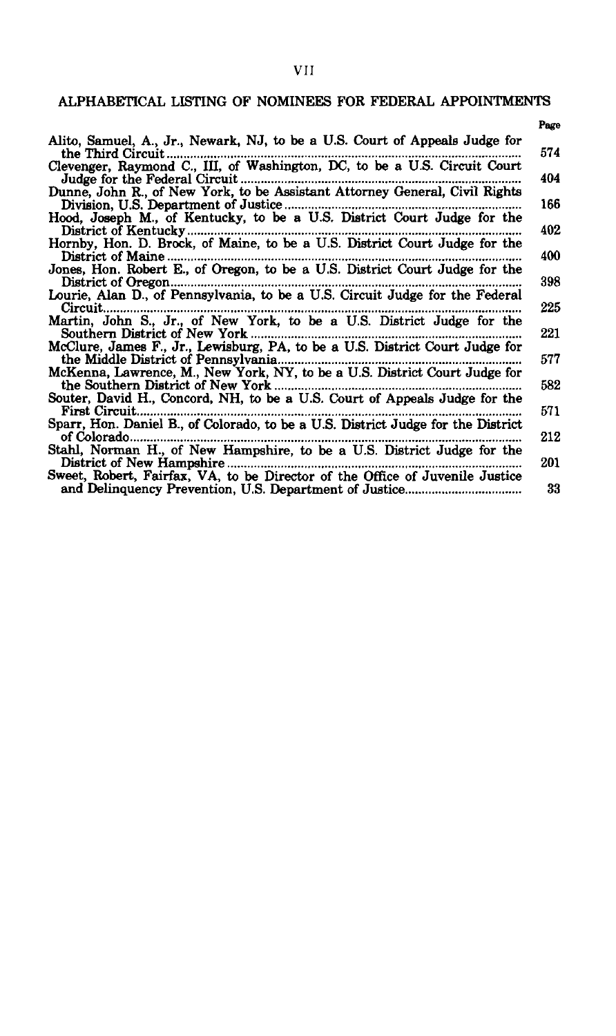## ALPHABETICAL LISTING OF NOMINEES FOR FEDERAL APPOINTMENTS

| | Page |
|---|---|
| Alito, Samuel, A., Jr., Newark, NJ, to be a U.S. Court of Appeals Judge for the Third Circuit | 574 |
| Clevenger, Raymond C., III, of Washington, DC, to be a U.S. Circuit Court Judge for the Federal Circuit | 404 |
| Dunne, John R., of New York, to be Assistant Attorney General, Civil Rights Division, U.S. Department of Justice | 166 |
| Hood, Joseph M., of Kentucky, to be a U.S. District Court Judge for the District of Kentucky | 402 |
| Hornby, Hon. D. Brock, of Maine, to be a U.S. District Court Judge for the District of Maine | 400 |
| Jones, Hon. Robert E., of Oregon, to be a U.S. District Court Judge for the District of Oregon | 398 |
| Lourie, Alan D., of Pennsylvania, to be a U.S. Circuit Judge for the Federal Circuit | 225 |
| Martin, John S., Jr., of New York, to be a U.S. District Judge for the Southern District of New York | 221 |
| McClure, James F., Jr., Lewisburg, PA, to be a U.S. District Court Judge for the Middle District of Pennsylvania | 577 |
| McKenna, Lawrence, M., New York, NY, to be a U.S. District Court Judge for the Southern District of New York | 582 |
| Souter, David H., Concord, NH, to be a U.S. Court of Appeals Judge for the First Circuit | 571 |
| Sparr, Hon. Daniel B., of Colorado, to be a U.S. District Judge for the District of Colorado | 212 |
| Stahl, Norman H., of New Hampshire, to be a U.S. District Judge for the District of New Hampshire | 201 |
| Sweet, Robert, Fairfax, VA, to be Director of the Office of Juvenile Justice and Delinquency Prevention, U.S. Department of Justice | 33 |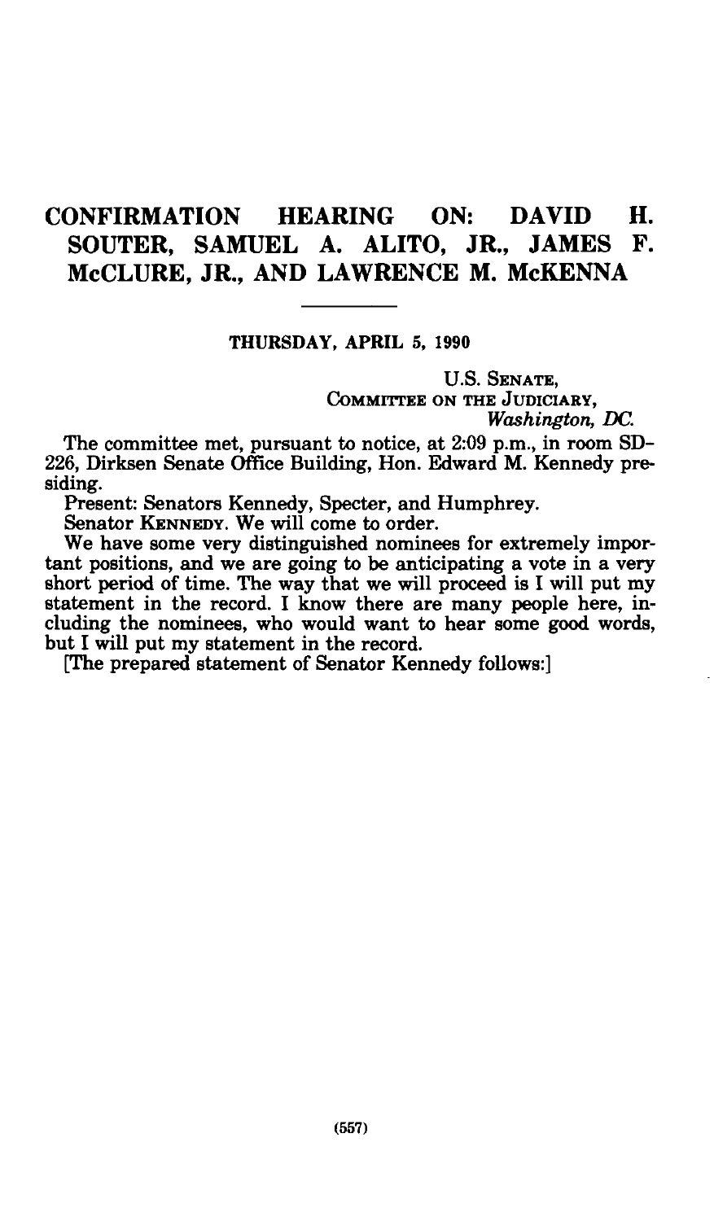# CONFIRMATION HEARING ON: DAVID H. SOUTER, SAMUEL A. ALITO, JR., JAMES F. McCLURE, JR., AND LAWRENCE M. McKENNA

---

**THURSDAY, APRIL 5, 1990**

U.S. SENATE,
COMMITTEE ON THE JUDICIARY,
*Washington, DC.*

The committee met, pursuant to notice, at 2:09 p.m., in room SD-226, Dirksen Senate Office Building, Hon. Edward M. Kennedy presiding.

Present: Senators Kennedy, Specter, and Humphrey.

Senator KENNEDY. We will come to order.

We have some very distinguished nominees for extremely important positions, and we are going to be anticipating a vote in a very short period of time. The way that we will proceed is I will put my statement in the record. I know there are many people here, including the nominees, who would want to hear some good words, but I will put my statement in the record.

[The prepared statement of Senator Kennedy follows:]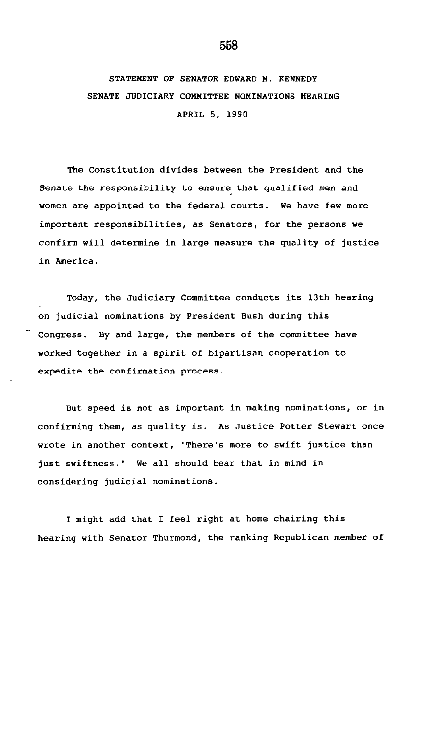STATEMENT OF SENATOR EDWARD M. KENNEDY
SENATE JUDICIARY COMMITTEE NOMINATIONS HEARING
APRIL 5, 1990

The Constitution divides between the President and the Senate the responsibility to ensure that qualified men and women are appointed to the federal courts. We have few more important responsibilities, as Senators, for the persons we confirm will determine in large measure the quality of justice in America.

Today, the Judiciary Committee conducts its 13th hearing on judicial nominations by President Bush during this Congress. By and large, the members of the committee have worked together in a spirit of bipartisan cooperation to expedite the confirmation process.

But speed is not as important in making nominations, or in confirming them, as quality is. As Justice Potter Stewart once wrote in another context, "There's more to swift justice than just swiftness." We all should bear that in mind in considering judicial nominations.

I might add that I feel right at home chairing this hearing with Senator Thurmond, the ranking Republican member of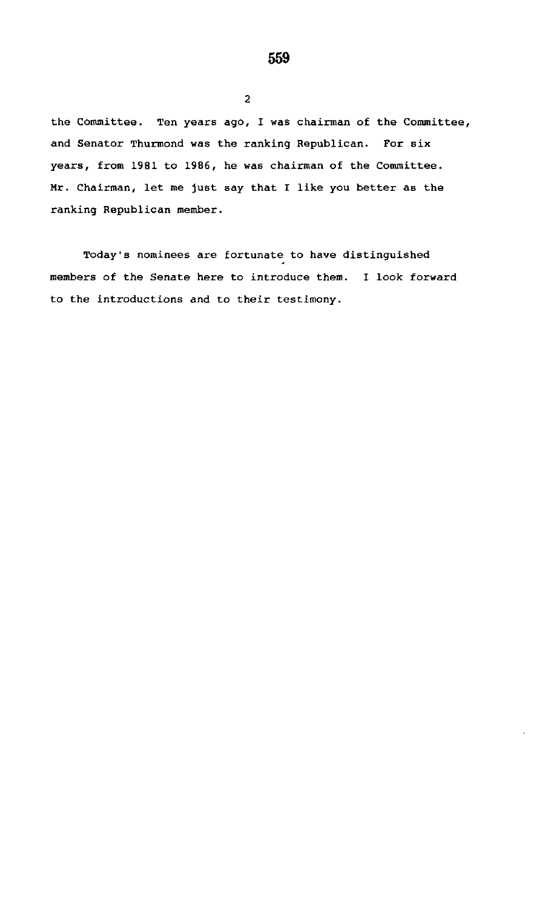the Committee. Ten years ago, I was chairman of the Committee, and Senator Thurmond was the ranking Republican. For six years, from 1981 to 1986, he was chairman of the Committee. Mr. Chairman, let me just say that I like you better as the ranking Republican member.

Today's nominees are fortunate to have distinguished members of the Senate here to introduce them. I look forward to the introductions and to their testimony.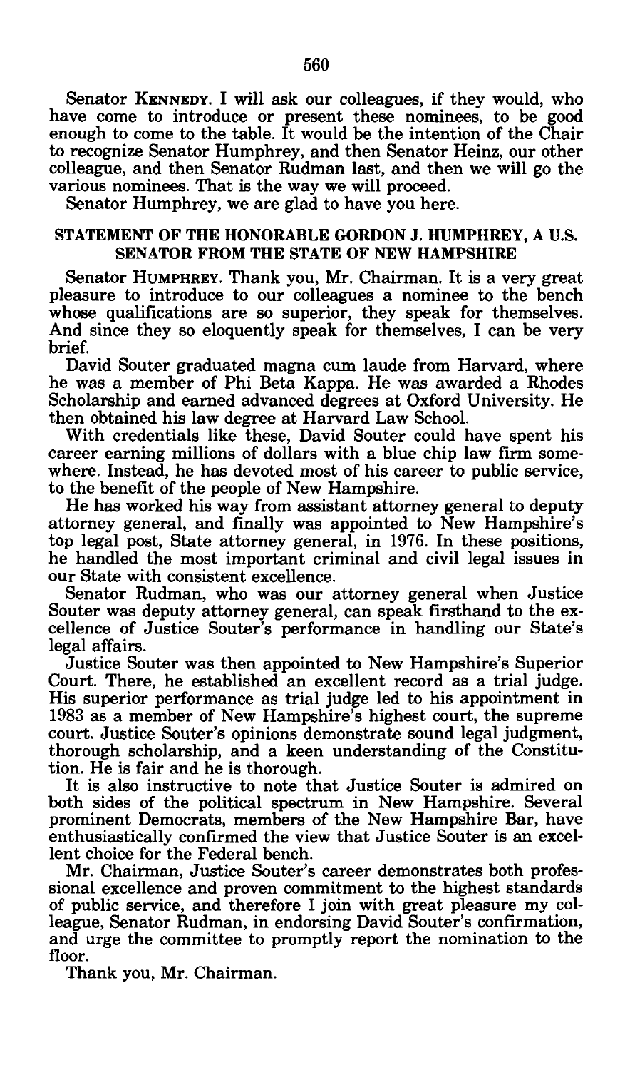Senator KENNEDY. I will ask our colleagues, if they would, who have come to introduce or present these nominees, to be good enough to come to the table. It would be the intention of the Chair to recognize Senator Humphrey, and then Senator Heinz, our other colleague, and then Senator Rudman last, and then we will go the various nominees. That is the way we will proceed.

Senator Humphrey, we are glad to have you here.

## STATEMENT OF THE HONORABLE GORDON J. HUMPHREY, A U.S. SENATOR FROM THE STATE OF NEW HAMPSHIRE

Senator HUMPHREY. Thank you, Mr. Chairman. It is a very great pleasure to introduce to our colleagues a nominee to the bench whose qualifications are so superior, they speak for themselves. And since they so eloquently speak for themselves, I can be very brief.

David Souter graduated magna cum laude from Harvard, where he was a member of Phi Beta Kappa. He was awarded a Rhodes Scholarship and earned advanced degrees at Oxford University. He then obtained his law degree at Harvard Law School.

With credentials like these, David Souter could have spent his career earning millions of dollars with a blue chip law firm somewhere. Instead, he has devoted most of his career to public service, to the benefit of the people of New Hampshire.

He has worked his way from assistant attorney general to deputy attorney general, and finally was appointed to New Hampshire's top legal post, State attorney general, in 1976. In these positions, he handled the most important criminal and civil legal issues in our State with consistent excellence.

Senator Rudman, who was our attorney general when Justice Souter was deputy attorney general, can speak firsthand to the excellence of Justice Souter's performance in handling our State's legal affairs.

Justice Souter was then appointed to New Hampshire's Superior Court. There, he established an excellent record as a trial judge. His superior performance as trial judge led to his appointment in 1983 as a member of New Hampshire's highest court, the supreme court. Justice Souter's opinions demonstrate sound legal judgment, thorough scholarship, and a keen understanding of the Constitution. He is fair and he is thorough.

It is also instructive to note that Justice Souter is admired on both sides of the political spectrum in New Hampshire. Several prominent Democrats, members of the New Hampshire Bar, have enthusiastically confirmed the view that Justice Souter is an excellent choice for the Federal bench.

Mr. Chairman, Justice Souter's career demonstrates both professional excellence and proven commitment to the highest standards of public service, and therefore I join with great pleasure my colleague, Senator Rudman, in endorsing David Souter's confirmation, and urge the committee to promptly report the nomination to the floor.

Thank you, Mr. Chairman.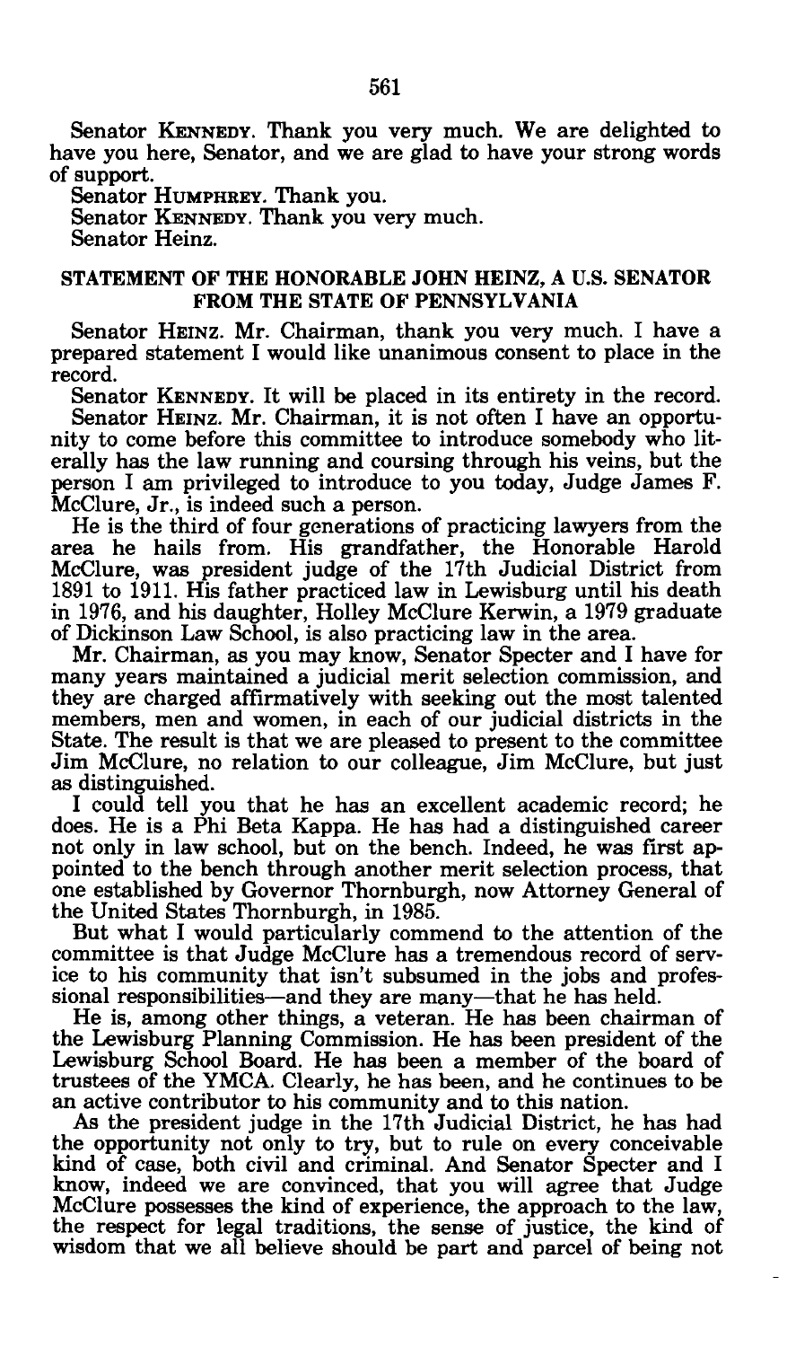Senator KENNEDY. Thank you very much. We are delighted to have you here, Senator, and we are glad to have your strong words of support.

Senator HUMPHREY. Thank you.

Senator KENNEDY. Thank you very much.

Senator Heinz.

## STATEMENT OF THE HONORABLE JOHN HEINZ, A U.S. SENATOR FROM THE STATE OF PENNSYLVANIA

Senator HEINZ. Mr. Chairman, thank you very much. I have a prepared statement I would like unanimous consent to place in the record.

Senator KENNEDY. It will be placed in its entirety in the record.

Senator HEINZ. Mr. Chairman, it is not often I have an opportunity to come before this committee to introduce somebody who literally has the law running and coursing through his veins, but the person I am privileged to introduce to you today, Judge James F. McClure, Jr., is indeed such a person.

He is the third of four generations of practicing lawyers from the area he hails from. His grandfather, the Honorable Harold McClure, was president judge of the 17th Judicial District from 1891 to 1911. His father practiced law in Lewisburg until his death in 1976, and his daughter, Holley McClure Kerwin, a 1979 graduate of Dickinson Law School, is also practicing law in the area.

Mr. Chairman, as you may know, Senator Specter and I have for many years maintained a judicial merit selection commission, and they are charged affirmatively with seeking out the most talented members, men and women, in each of our judicial districts in the State. The result is that we are pleased to present to the committee Jim McClure, no relation to our colleague, Jim McClure, but just as distinguished.

I could tell you that he has an excellent academic record; he does. He is a Phi Beta Kappa. He has had a distinguished career not only in law school, but on the bench. Indeed, he was first appointed to the bench through another merit selection process, that one established by Governor Thornburgh, now Attorney General of the United States Thornburgh, in 1985.

But what I would particularly commend to the attention of the committee is that Judge McClure has a tremendous record of service to his community that isn't subsumed in the jobs and professional responsibilities—and they are many—that he has held.

He is, among other things, a veteran. He has been chairman of the Lewisburg Planning Commission. He has been president of the Lewisburg School Board. He has been a member of the board of trustees of the YMCA. Clearly, he has been, and he continues to be an active contributor to his community and to this nation.

As the president judge in the 17th Judicial District, he has had the opportunity not only to try, but to rule on every conceivable kind of case, both civil and criminal. And Senator Specter and I know, indeed we are convinced, that you will agree that Judge McClure possesses the kind of experience, the approach to the law, the respect for legal traditions, the sense of justice, the kind of wisdom that we all believe should be part and parcel of being not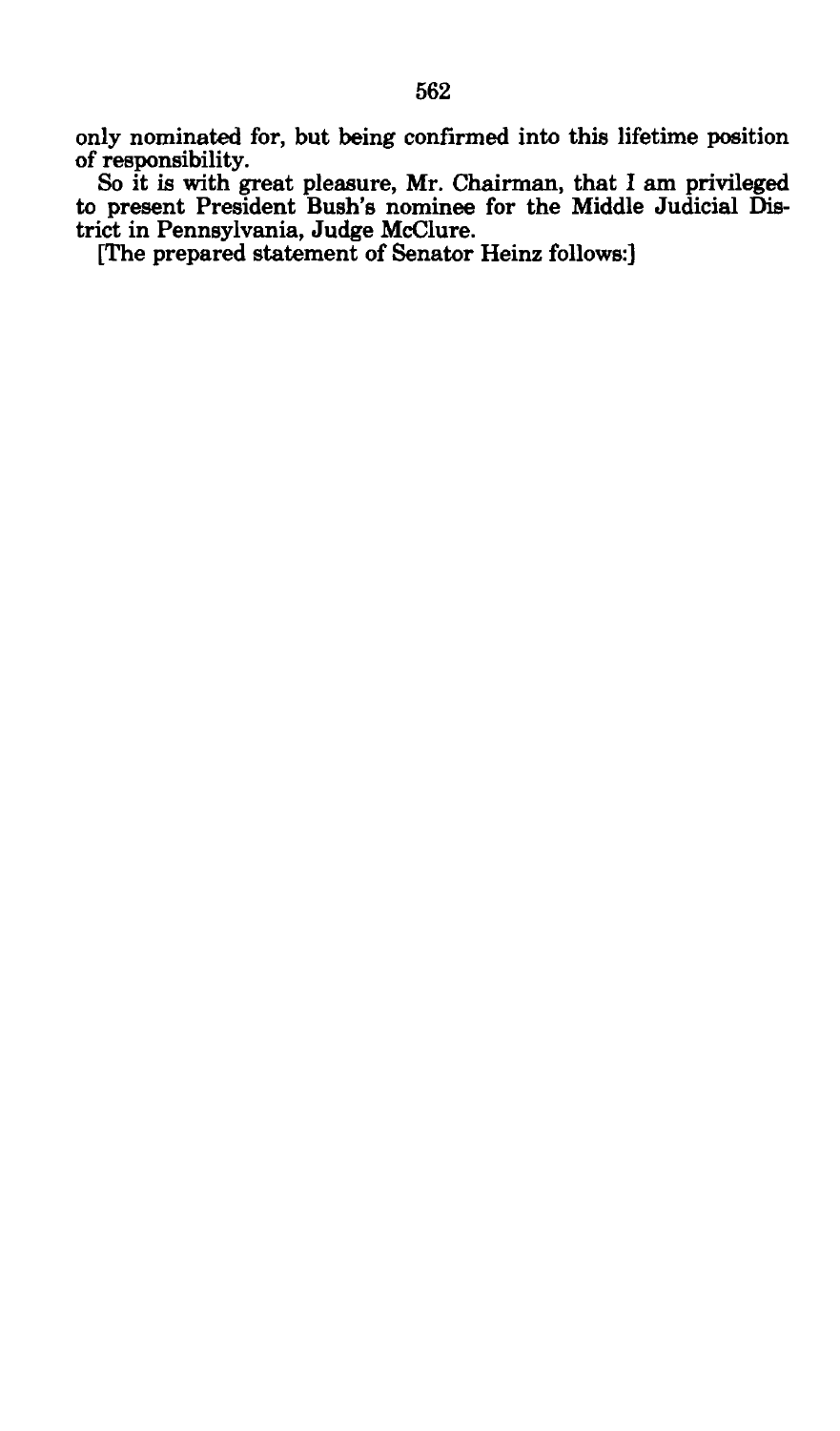only nominated for, but being confirmed into this lifetime position of responsibility.

So it is with great pleasure, Mr. Chairman, that I am privileged to present President Bush's nominee for the Middle Judicial District in Pennsylvania, Judge McClure.

[The prepared statement of Senator Heinz follows:]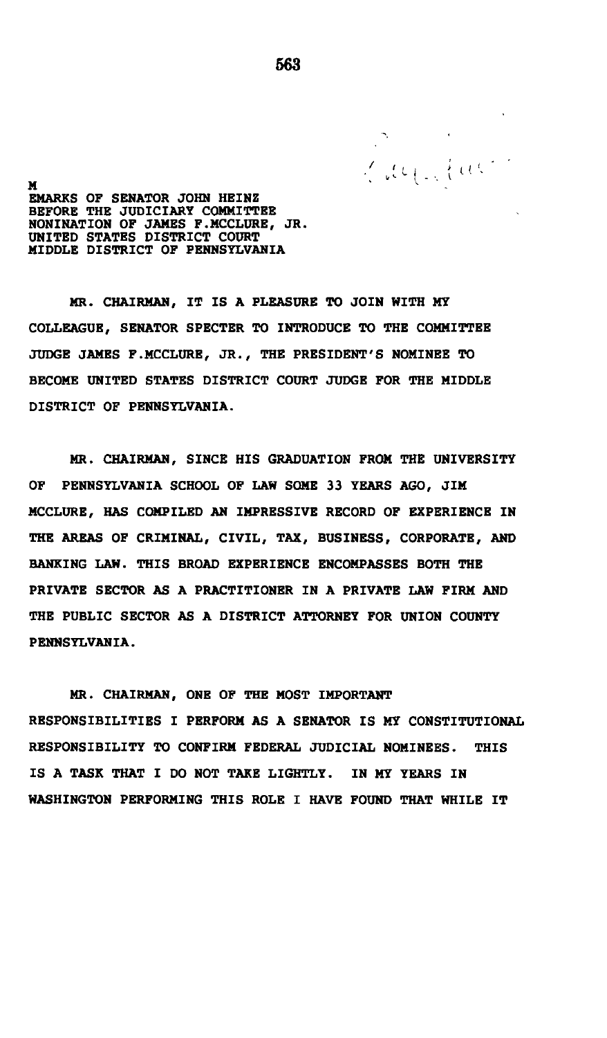M
EMARKS OF SENATOR JOHN HEINZ
BEFORE THE JUDICIARY COMMITTEE
NONINATION OF JAMES F.MCCLURE, JR.
UNITED STATES DISTRICT COURT
MIDDLE DISTRICT OF PENNSYLVANIA

MR. CHAIRMAN, IT IS A PLEASURE TO JOIN WITH MY COLLEAGUE, SENATOR SPECTER TO INTRODUCE TO THE COMMITTEE JUDGE JAMES F.MCCLURE, JR., THE PRESIDENT'S NOMINEE TO BECOME UNITED STATES DISTRICT COURT JUDGE FOR THE MIDDLE DISTRICT OF PENNSYLVANIA.

MR. CHAIRMAN, SINCE HIS GRADUATION FROM THE UNIVERSITY OF PENNSYLVANIA SCHOOL OF LAW SOME 33 YEARS AGO, JIM MCCLURE, HAS COMPILED AN IMPRESSIVE RECORD OF EXPERIENCE IN THE AREAS OF CRIMINAL, CIVIL, TAX, BUSINESS, CORPORATE, AND BANKING LAW. THIS BROAD EXPERIENCE ENCOMPASSES BOTH THE PRIVATE SECTOR AS A PRACTITIONER IN A PRIVATE LAW FIRM AND THE PUBLIC SECTOR AS A DISTRICT ATTORNEY FOR UNION COUNTY PENNSYLVANIA.

MR. CHAIRMAN, ONE OF THE MOST IMPORTANT RESPONSIBILITIES I PERFORM AS A SENATOR IS MY CONSTITUTIONAL RESPONSIBILITY TO CONFIRM FEDERAL JUDICIAL NOMINEES. THIS IS A TASK THAT I DO NOT TAKE LIGHTLY. IN MY YEARS IN WASHINGTON PERFORMING THIS ROLE I HAVE FOUND THAT WHILE IT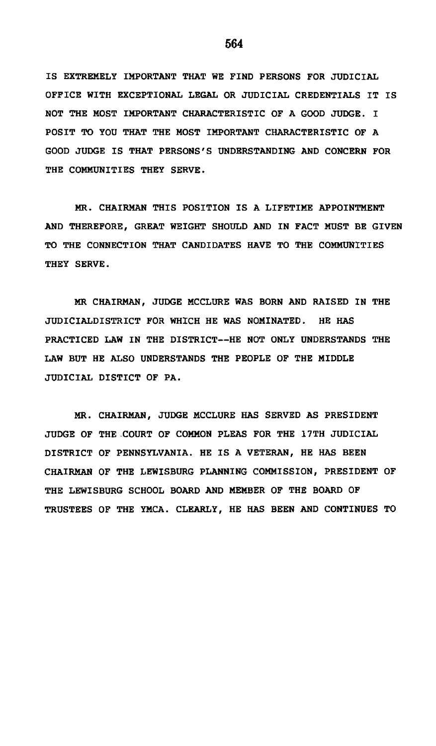IS EXTREMELY IMPORTANT THAT WE FIND PERSONS FOR JUDICIAL OFFICE WITH EXCEPTIONAL LEGAL OR JUDICIAL CREDENTIALS IT IS NOT THE MOST IMPORTANT CHARACTERISTIC OF A GOOD JUDGE. I POSIT TO YOU THAT THE MOST IMPORTANT CHARACTERISTIC OF A GOOD JUDGE IS THAT PERSONS'S UNDERSTANDING AND CONCERN FOR THE COMMUNITIES THEY SERVE.

MR. CHAIRMAN THIS POSITION IS A LIFETIME APPOINTMENT AND THEREFORE, GREAT WEIGHT SHOULD AND IN FACT MUST BE GIVEN TO THE CONNECTION THAT CANDIDATES HAVE TO THE COMMUNITIES THEY SERVE.

MR CHAIRMAN, JUDGE MCCLURE WAS BORN AND RAISED IN THE JUDICIALDISTRICT FOR WHICH HE WAS NOMINATED. HE HAS PRACTICED LAW IN THE DISTRICT--HE NOT ONLY UNDERSTANDS THE LAW BUT HE ALSO UNDERSTANDS THE PEOPLE OF THE MIDDLE JUDICIAL DISTICT OF PA.

MR. CHAIRMAN, JUDGE MCCLURE HAS SERVED AS PRESIDENT JUDGE OF THE COURT OF COMMON PLEAS FOR THE 17TH JUDICIAL DISTRICT OF PENNSYLVANIA. HE IS A VETERAN, HE HAS BEEN CHAIRMAN OF THE LEWISBURG PLANNING COMMISSION, PRESIDENT OF THE LEWISBURG SCHOOL BOARD AND MEMBER OF THE BOARD OF TRUSTEES OF THE YMCA. CLEARLY, HE HAS BEEN AND CONTINUES TO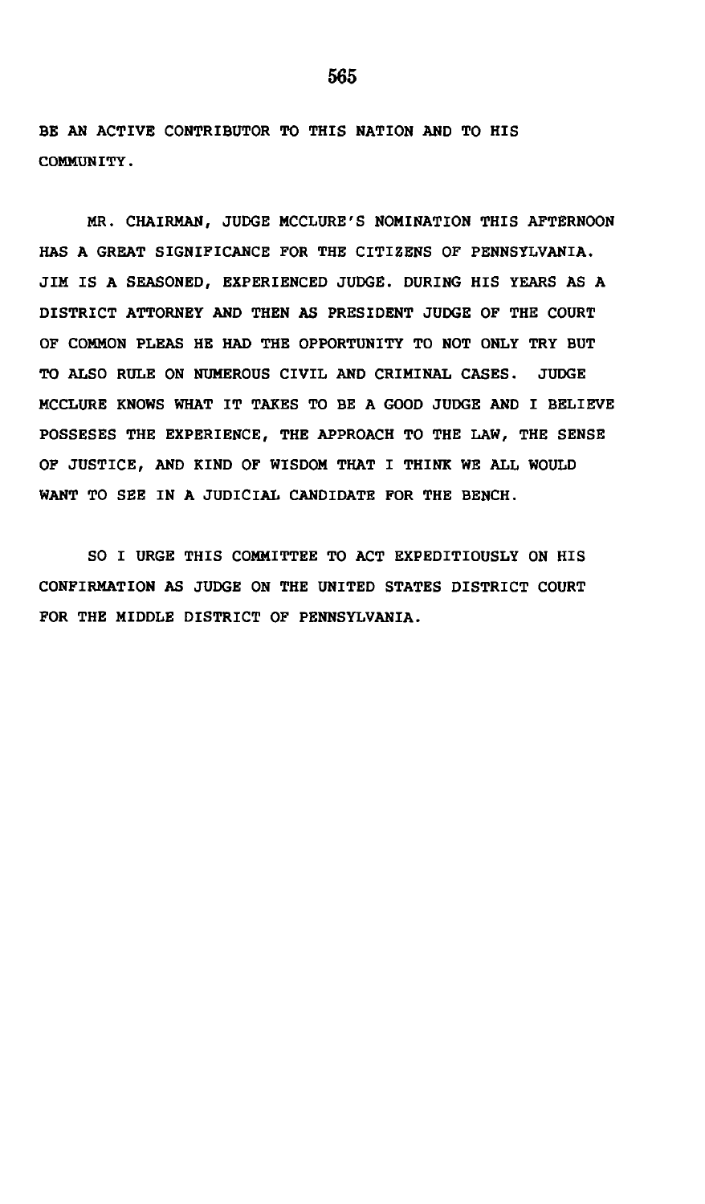BE AN ACTIVE CONTRIBUTOR TO THIS NATION AND TO HIS COMMUNITY.

MR. CHAIRMAN, JUDGE MCCLURE'S NOMINATION THIS AFTERNOON HAS A GREAT SIGNIFICANCE FOR THE CITIZENS OF PENNSYLVANIA. JIM IS A SEASONED, EXPERIENCED JUDGE. DURING HIS YEARS AS A DISTRICT ATTORNEY AND THEN AS PRESIDENT JUDGE OF THE COURT OF COMMON PLEAS HE HAD THE OPPORTUNITY TO NOT ONLY TRY BUT TO ALSO RULE ON NUMEROUS CIVIL AND CRIMINAL CASES. JUDGE MCCLURE KNOWS WHAT IT TAKES TO BE A GOOD JUDGE AND I BELIEVE POSSESES THE EXPERIENCE, THE APPROACH TO THE LAW, THE SENSE OF JUSTICE, AND KIND OF WISDOM THAT I THINK WE ALL WOULD WANT TO SEE IN A JUDICIAL CANDIDATE FOR THE BENCH.

SO I URGE THIS COMMITTEE TO ACT EXPEDITIOUSLY ON HIS CONFIRMATION AS JUDGE ON THE UNITED STATES DISTRICT COURT FOR THE MIDDLE DISTRICT OF PENNSYLVANIA.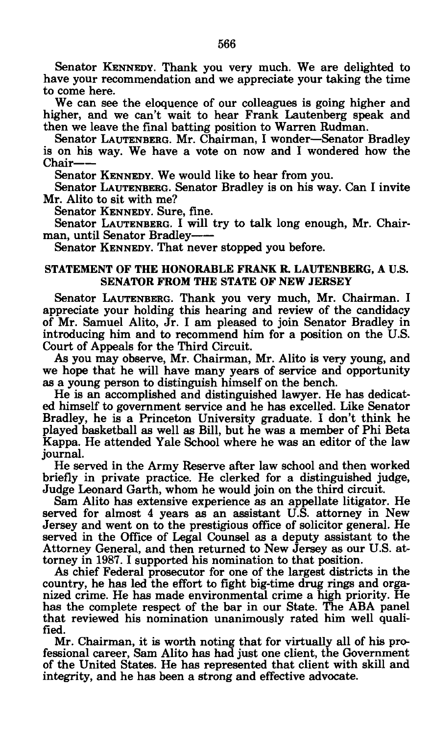Senator KENNEDY. Thank you very much. We are delighted to have your recommendation and we appreciate your taking the time to come here.

We can see the eloquence of our colleagues is going higher and higher, and we can't wait to hear Frank Lautenberg speak and then we leave the final batting position to Warren Rudman.

Senator LAUTENBERG. Mr. Chairman, I wonder—Senator Bradley is on his way. We have a vote on now and I wondered how the Chair——

Senator KENNEDY. We would like to hear from you.

Senator LAUTENBERG. Senator Bradley is on his way. Can I invite Mr. Alito to sit with me?

Senator KENNEDY. Sure, fine.

Senator LAUTENBERG. I will try to talk long enough, Mr. Chairman, until Senator Bradley——

Senator KENNEDY. That never stopped you before.

## STATEMENT OF THE HONORABLE FRANK R. LAUTENBERG, A U.S. SENATOR FROM THE STATE OF NEW JERSEY

Senator LAUTENBERG. Thank you very much, Mr. Chairman. I appreciate your holding this hearing and review of the candidacy of Mr. Samuel Alito, Jr. I am pleased to join Senator Bradley in introducing him and to recommend him for a position on the U.S. Court of Appeals for the Third Circuit.

As you may observe, Mr. Chairman, Mr. Alito is very young, and we hope that he will have many years of service and opportunity as a young person to distinguish himself on the bench.

He is an accomplished and distinguished lawyer. He has dedicated himself to government service and he has excelled. Like Senator Bradley, he is a Princeton University graduate. I don't think he played basketball as well as Bill, but he was a member of Phi Beta Kappa. He attended Yale School where he was an editor of the law journal.

He served in the Army Reserve after law school and then worked briefly in private practice. He clerked for a distinguished judge, Judge Leonard Garth, whom he would join on the third circuit.

Sam Alito has extensive experience as an appellate litigator. He served for almost 4 years as an assistant U.S. attorney in New Jersey and went on to the prestigious office of solicitor general. He served in the Office of Legal Counsel as a deputy assistant to the Attorney General, and then returned to New Jersey as our U.S. attorney in 1987. I supported his nomination to that position.

As chief Federal prosecutor for one of the largest districts in the country, he has led the effort to fight big-time drug rings and organized crime. He has made environmental crime a high priority. He has the complete respect of the bar in our State. The ABA panel that reviewed his nomination unanimously rated him well qualified.

Mr. Chairman, it is worth noting that for virtually all of his professional career, Sam Alito has had just one client, the Government of the United States. He has represented that client with skill and integrity, and he has been a strong and effective advocate.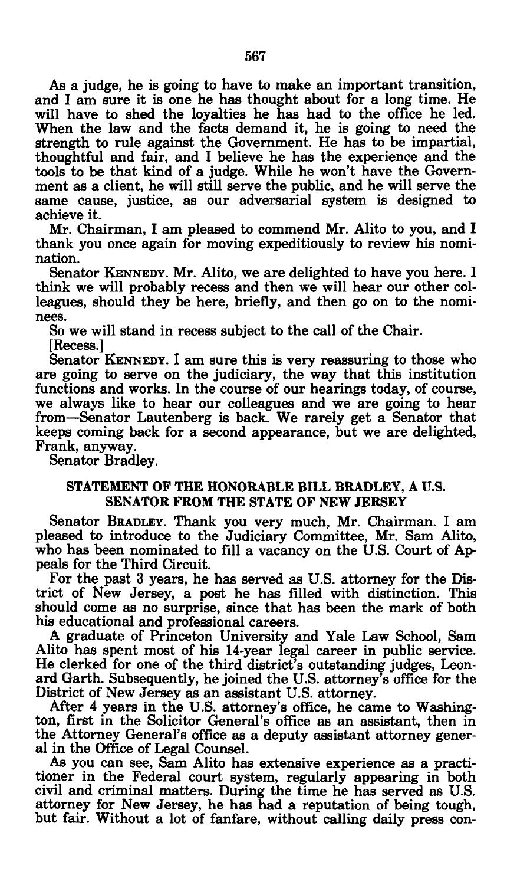As a judge, he is going to have to make an important transition, and I am sure it is one he has thought about for a long time. He will have to shed the loyalties he has had to the office he led. When the law and the facts demand it, he is going to need the strength to rule against the Government. He has to be impartial, thoughtful and fair, and I believe he has the experience and the tools to be that kind of a judge. While he won't have the Government as a client, he will still serve the public, and he will serve the same cause, justice, as our adversarial system is designed to achieve it.

Mr. Chairman, I am pleased to commend Mr. Alito to you, and I thank you once again for moving expeditiously to review his nomination.

Senator KENNEDY. Mr. Alito, we are delighted to have you here. I think we will probably recess and then we will hear our other colleagues, should they be here, briefly, and then go on to the nominees.

So we will stand in recess subject to the call of the Chair.

[Recess.]

Senator KENNEDY. I am sure this is very reassuring to those who are going to serve on the judiciary, the way that this institution functions and works. In the course of our hearings today, of course, we always like to hear our colleagues and we are going to hear from—Senator Lautenberg is back. We rarely get a Senator that keeps coming back for a second appearance, but we are delighted, Frank, anyway.

Senator Bradley.

## STATEMENT OF THE HONORABLE BILL BRADLEY, A U.S. SENATOR FROM THE STATE OF NEW JERSEY

Senator BRADLEY. Thank you very much, Mr. Chairman. I am pleased to introduce to the Judiciary Committee, Mr. Sam Alito, who has been nominated to fill a vacancy on the U.S. Court of Appeals for the Third Circuit.

For the past 3 years, he has served as U.S. attorney for the District of New Jersey, a post he has filled with distinction. This should come as no surprise, since that has been the mark of both his educational and professional careers.

A graduate of Princeton University and Yale Law School, Sam Alito has spent most of his 14-year legal career in public service. He clerked for one of the third district's outstanding judges, Leonard Garth. Subsequently, he joined the U.S. attorney's office for the District of New Jersey as an assistant U.S. attorney.

After 4 years in the U.S. attorney's office, he came to Washington, first in the Solicitor General's office as an assistant, then in the Attorney General's office as a deputy assistant attorney general in the Office of Legal Counsel.

As you can see, Sam Alito has extensive experience as a practitioner in the Federal court system, regularly appearing in both civil and criminal matters. During the time he has served as U.S. attorney for New Jersey, he has had a reputation of being tough, but fair. Without a lot of fanfare, without calling daily press con-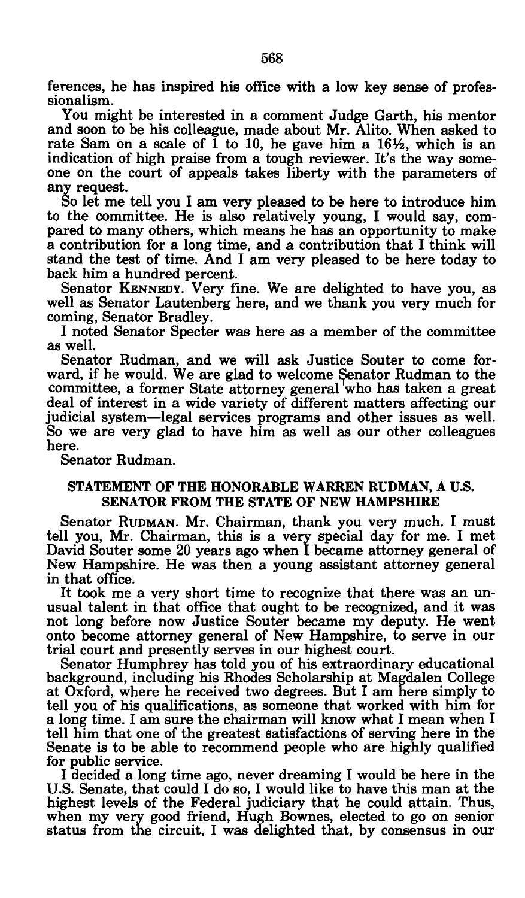ferences, he has inspired his office with a low key sense of professionalism.

You might be interested in a comment Judge Garth, his mentor and soon to be his colleague, made about Mr. Alito. When asked to rate Sam on a scale of 1 to 10, he gave him a 16½, which is an indication of high praise from a tough reviewer. It's the way someone on the court of appeals takes liberty with the parameters of any request.

So let me tell you I am very pleased to be here to introduce him to the committee. He is also relatively young, I would say, compared to many others, which means he has an opportunity to make a contribution for a long time, and a contribution that I think will stand the test of time. And I am very pleased to be here today to back him a hundred percent.

Senator KENNEDY. Very fine. We are delighted to have you, as well as Senator Lautenberg here, and we thank you very much for coming, Senator Bradley.

I noted Senator Specter was here as a member of the committee as well.

Senator Rudman, and we will ask Justice Souter to come forward, if he would. We are glad to welcome Senator Rudman to the committee, a former State attorney general who has taken a great deal of interest in a wide variety of different matters affecting our judicial system—legal services programs and other issues as well. So we are very glad to have him as well as our other colleagues here.

Senator Rudman.

## STATEMENT OF THE HONORABLE WARREN RUDMAN, A U.S. SENATOR FROM THE STATE OF NEW HAMPSHIRE

Senator RUDMAN. Mr. Chairman, thank you very much. I must tell you, Mr. Chairman, this is a very special day for me. I met David Souter some 20 years ago when I became attorney general of New Hampshire. He was then a young assistant attorney general in that office.

It took me a very short time to recognize that there was an unusual talent in that office that ought to be recognized, and it was not long before now Justice Souter became my deputy. He went onto become attorney general of New Hampshire, to serve in our trial court and presently serves in our highest court.

Senator Humphrey has told you of his extraordinary educational background, including his Rhodes Scholarship at Magdalen College at Oxford, where he received two degrees. But I am here simply to tell you of his qualifications, as someone that worked with him for a long time. I am sure the chairman will know what I mean when I tell him that one of the greatest satisfactions of serving here in the Senate is to be able to recommend people who are highly qualified for public service.

I decided a long time ago, never dreaming I would be here in the U.S. Senate, that could I do so, I would like to have this man at the highest levels of the Federal judiciary that he could attain. Thus, when my very good friend, Hugh Bownes, elected to go on senior status from the circuit, I was delighted that, by consensus in our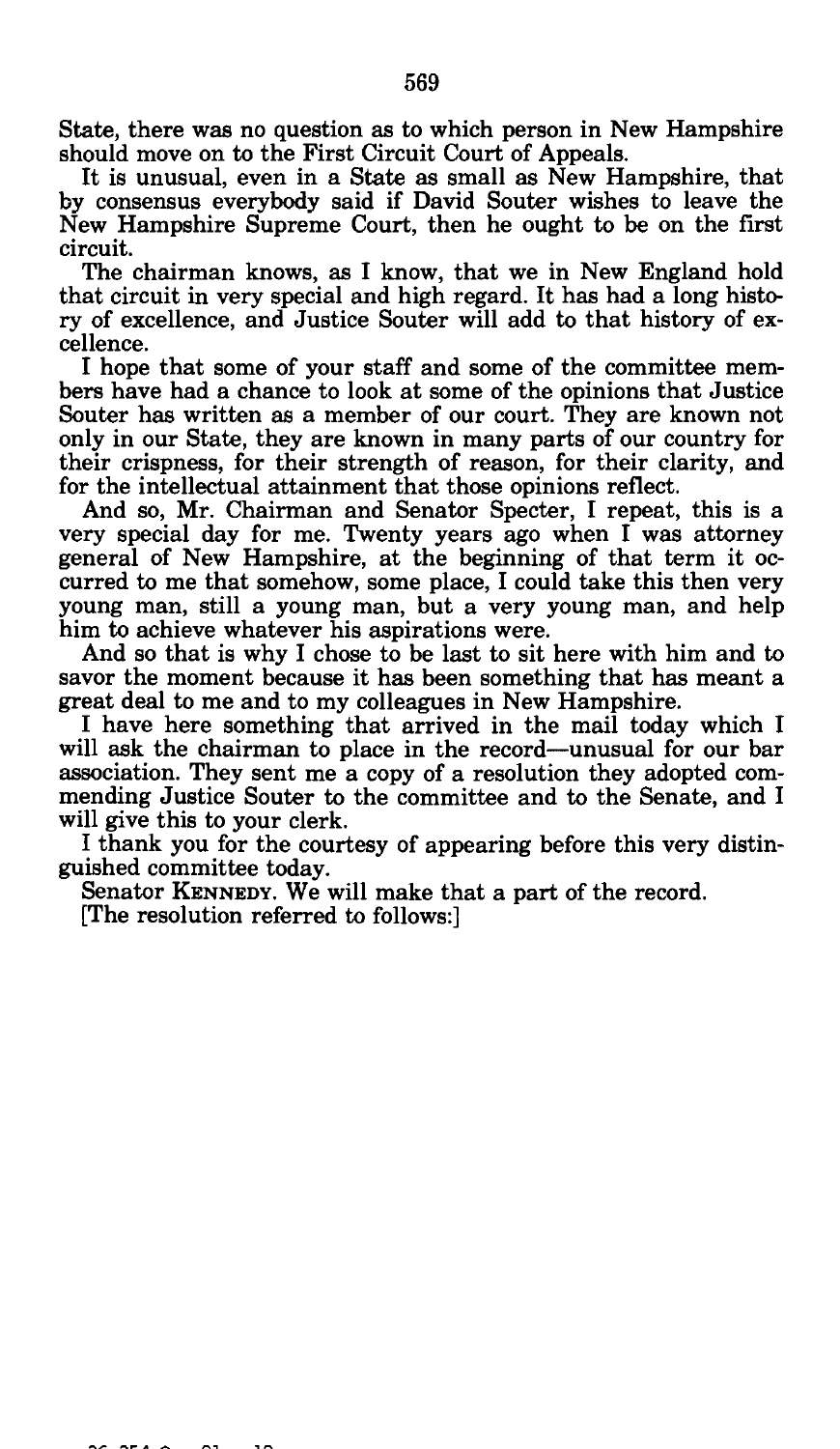State, there was no question as to which person in New Hampshire should move on to the First Circuit Court of Appeals.

It is unusual, even in a State as small as New Hampshire, that by consensus everybody said if David Souter wishes to leave the New Hampshire Supreme Court, then he ought to be on the first circuit.

The chairman knows, as I know, that we in New England hold that circuit in very special and high regard. It has had a long history of excellence, and Justice Souter will add to that history of excellence.

I hope that some of your staff and some of the committee members have had a chance to look at some of the opinions that Justice Souter has written as a member of our court. They are known not only in our State, they are known in many parts of our country for their crispness, for their strength of reason, for their clarity, and for the intellectual attainment that those opinions reflect.

And so, Mr. Chairman and Senator Specter, I repeat, this is a very special day for me. Twenty years ago when I was attorney general of New Hampshire, at the beginning of that term it occurred to me that somehow, some place, I could take this then very young man, still a young man, but a very young man, and help him to achieve whatever his aspirations were.

And so that is why I chose to be last to sit here with him and to savor the moment because it has been something that has meant a great deal to me and to my colleagues in New Hampshire.

I have here something that arrived in the mail today which I will ask the chairman to place in the record—unusual for our bar association. They sent me a copy of a resolution they adopted commending Justice Souter to the committee and to the Senate, and I will give this to your clerk.

I thank you for the courtesy of appearing before this very distinguished committee today.

Senator KENNEDY. We will make that a part of the record.

[The resolution referred to follows:]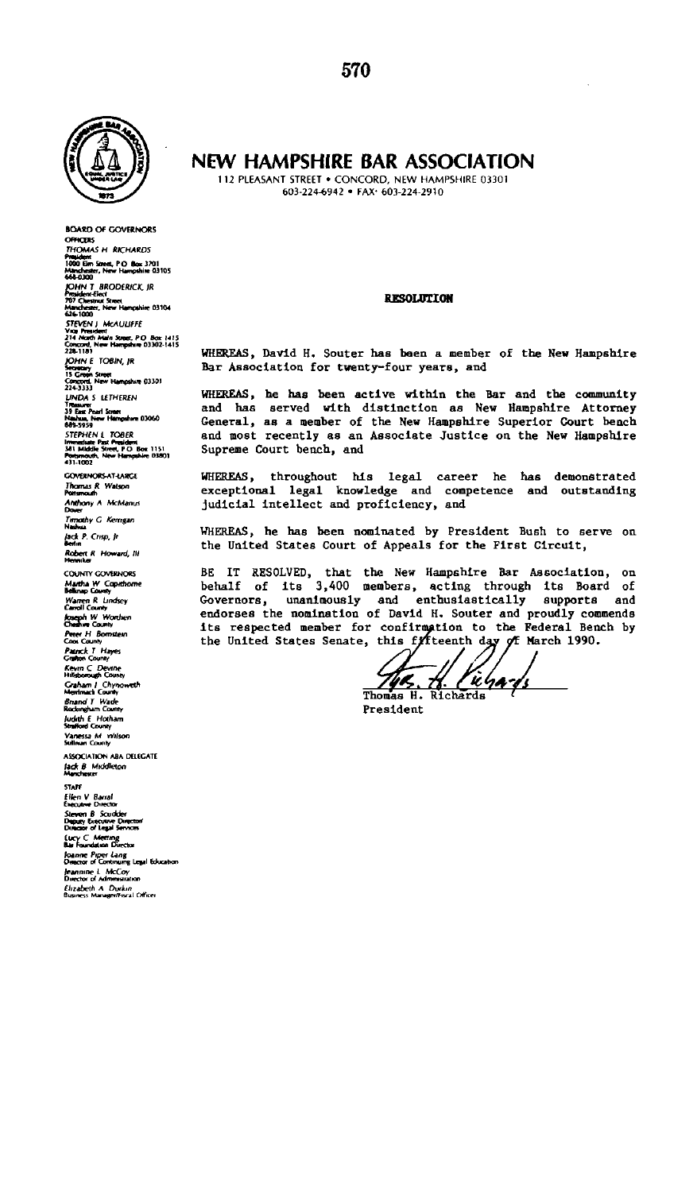# NEW HAMPSHIRE BAR ASSOCIATION

112 PLEASANT STREET • CONCORD, NEW HAMPSHIRE 03301
603-224-6942 • FAX· 603-224-2910

**BOARD OF GOVERNORS**

**OFFICERS**

*THOMAS H RICHARDS*
President
1000 Elm Street, P.O. Box 3701
Manchester, New Hampshire 03105
644-0300

*JOHN T BRODERICK, JR*
President-Elect
707 Chestnut Street
Manchester, New Hampshire 03104
626-1000

*STEVEN J McAULIFFE*
Vice President
214 North Main Street, P.O. Box 1415
Concord, New Hampshire 03302-1415
228-1181

*JOHN E TOBIN, JR*
Secretary
15 Green Street
Concord, New Hampshire 03301
224-3333

*LINDA S LETHEREN*
Treasurer
35 East Pearl Street
Nashua, New Hampshire 03060
889-5959

*STEPHEN L TOBER*
Immediate Past President
381 Middle Street, P.O. Box 1151
Portsmouth, New Hampshire 03801
431-1002

**GOVERNORS-AT-LARGE**

*Thomas R Watson*
Portsmouth

*Anthony A McManus*
Dover

*Timothy G Kerrigan*
Nashua

*Jack P. Crisp, Jr*
Berlin

*Robert R Howard, III*
Henniker

**COUNTY GOVERNORS**

*Martha W Copithorne*
Belknap County

*Warren R Lindsey*
Carroll County

*Joseph W Worthen*
Cheshire County

*Peter H Bornstein*
Coos County

*Patrick T Hayes*
Grafton County

*Kevin C Devine*
Hillsborough County

*Graham J Chynoweth*
Merrimack County

*Brand T Wade*
Rockingham County

*Judith E Hotham*
Strafford County

*Vanessa M Wilson*
Sullivan County

**ASSOCIATION ABA DELEGATE**

*Jack B Middleton*
Manchester

**STAFF**

*Ellen V Bartal*
Executive Director

*Steven B Scudder*
Deputy Executive Director/
Director of Legal Services

*Lucy C Meering*
Bar Foundation Director

*Joanne Piper Lang*
Director of Continuing Legal Education

*Jeannine L McCoy*
Director of Administration

*Elizabeth A Durkin*
Business Manager/Fiscal Officer

**RESOLUTION**

WHEREAS, David H. Souter has been a member of the New Hampshire Bar Association for twenty-four years, and

WHEREAS, he has been active within the Bar and the community and has served with distinction as New Hampshire Attorney General, as a member of the New Hampshire Superior Court bench and most recently as an Associate Justice on the New Hampshire Supreme Court bench, and

WHEREAS, throughout his legal career he has demonstrated exceptional legal knowledge and competence and outstanding judicial intellect and proficiency, and

WHEREAS, he has been nominated by President Bush to serve on the United States Court of Appeals for the First Circuit,

BE IT RESOLVED, that the New Hampshire Bar Association, on behalf of its 3,400 members, acting through its Board of Governors, unanimously and enthusiastically supports and endorses the nomination of David H. Souter and proudly commends its respected member for confirmation to the Federal Bench by the United States Senate, this fifteenth day of March 1990.

Thomas H. Richards
President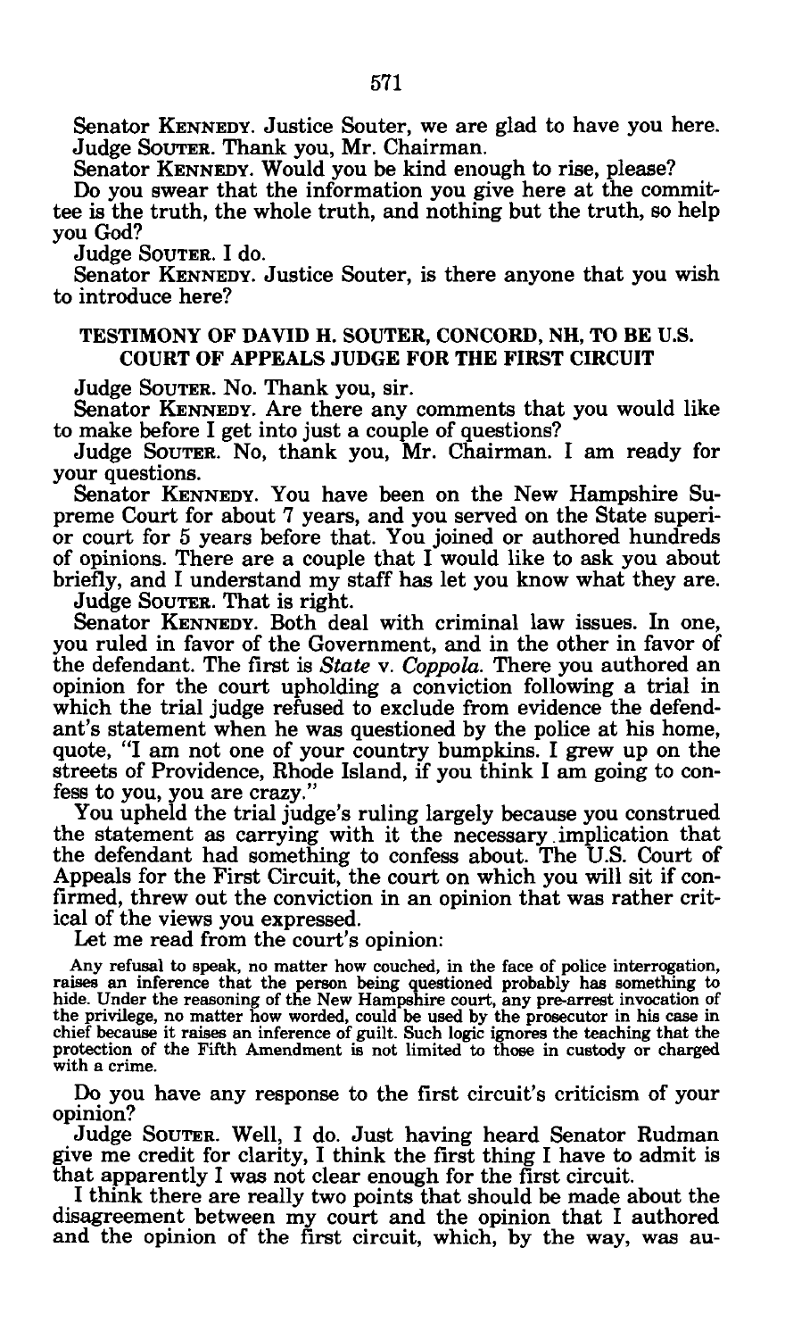Senator KENNEDY. Justice Souter, we are glad to have you here.

Judge SOUTER. Thank you, Mr. Chairman.

Senator KENNEDY. Would you be kind enough to rise, please?

Do you swear that the information you give here at the committee is the truth, the whole truth, and nothing but the truth, so help you God?

Judge SOUTER. I do.

Senator KENNEDY. Justice Souter, is there anyone that you wish to introduce here?

## TESTIMONY OF DAVID H. SOUTER, CONCORD, NH, TO BE U.S. COURT OF APPEALS JUDGE FOR THE FIRST CIRCUIT

Judge SOUTER. No. Thank you, sir.

Senator KENNEDY. Are there any comments that you would like to make before I get into just a couple of questions?

Judge SOUTER. No, thank you, Mr. Chairman. I am ready for your questions.

Senator KENNEDY. You have been on the New Hampshire Supreme Court for about 7 years, and you served on the State superior court for 5 years before that. You joined or authored hundreds of opinions. There are a couple that I would like to ask you about briefly, and I understand my staff has let you know what they are.

Judge SOUTER. That is right.

Senator KENNEDY. Both deal with criminal law issues. In one, you ruled in favor of the Government, and in the other in favor of the defendant. The first is *State* v. *Coppola*. There you authored an opinion for the court upholding a conviction following a trial in which the trial judge refused to exclude from evidence the defendant's statement when he was questioned by the police at his home, quote, "I am not one of your country bumpkins. I grew up on the streets of Providence, Rhode Island, if you think I am going to confess to you, you are crazy."

You upheld the trial judge's ruling largely because you construed the statement as carrying with it the necessary implication that the defendant had something to confess about. The U.S. Court of Appeals for the First Circuit, the court on which you will sit if confirmed, threw out the conviction in an opinion that was rather critical of the views you expressed.

Let me read from the court's opinion:

> Any refusal to speak, no matter how couched, in the face of police interrogation, raises an inference that the person being questioned probably has something to hide. Under the reasoning of the New Hampshire court, any pre-arrest invocation of the privilege, no matter how worded, could be used by the prosecutor in his case in chief because it raises an inference of guilt. Such logic ignores the teaching that the protection of the Fifth Amendment is not limited to those in custody or charged with a crime.

Do you have any response to the first circuit's criticism of your opinion?

Judge SOUTER. Well, I do. Just having heard Senator Rudman give me credit for clarity, I think the first thing I have to admit is that apparently I was not clear enough for the first circuit.

I think there are really two points that should be made about the disagreement between my court and the opinion that I authored and the opinion of the first circuit, which, by the way, was au-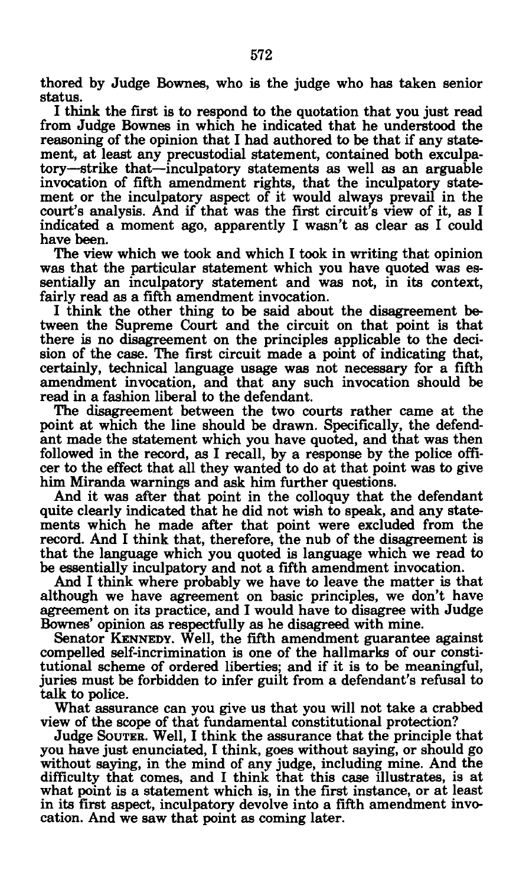thored by Judge Bownes, who is the judge who has taken senior status.

I think the first is to respond to the quotation that you just read from Judge Bownes in which he indicated that he understood the reasoning of the opinion that I had authored to be that if any statement, at least any precustodial statement, contained both exculpatory—strike that—inculpatory statements as well as an arguable invocation of fifth amendment rights, that the inculpatory statement or the inculpatory aspect of it would always prevail in the court's analysis. And if that was the first circuit's view of it, as I indicated a moment ago, apparently I wasn't as clear as I could have been.

The view which we took and which I took in writing that opinion was that the particular statement which you have quoted was essentially an inculpatory statement and was not, in its context, fairly read as a fifth amendment invocation.

I think the other thing to be said about the disagreement between the Supreme Court and the circuit on that point is that there is no disagreement on the principles applicable to the decision of the case. The first circuit made a point of indicating that, certainly, technical language usage was not necessary for a fifth amendment invocation, and that any such invocation should be read in a fashion liberal to the defendant.

The disagreement between the two courts rather came at the point at which the line should be drawn. Specifically, the defendant made the statement which you have quoted, and that was then followed in the record, as I recall, by a response by the police officer to the effect that all they wanted to do at that point was to give him Miranda warnings and ask him further questions.

And it was after that point in the colloquy that the defendant quite clearly indicated that he did not wish to speak, and any statements which he made after that point were excluded from the record. And I think that, therefore, the nub of the disagreement is that the language which you quoted is language which we read to be essentially inculpatory and not a fifth amendment invocation.

And I think where probably we have to leave the matter is that although we have agreement on basic principles, we don't have agreement on its practice, and I would have to disagree with Judge Bownes' opinion as respectfully as he disagreed with mine.

Senator KENNEDY. Well, the fifth amendment guarantee against compelled self-incrimination is one of the hallmarks of our constitutional scheme of ordered liberties; and if it is to be meaningful, juries must be forbidden to infer guilt from a defendant's refusal to talk to police.

What assurance can you give us that you will not take a crabbed view of the scope of that fundamental constitutional protection?

Judge SOUTER. Well, I think the assurance that the principle that you have just enunciated, I think, goes without saying, or should go without saying, in the mind of any judge, including mine. And the difficulty that comes, and I think that this case illustrates, is at what point is a statement which is, in the first instance, or at least in its first aspect, inculpatory devolve into a fifth amendment invocation. And we saw that point as coming later.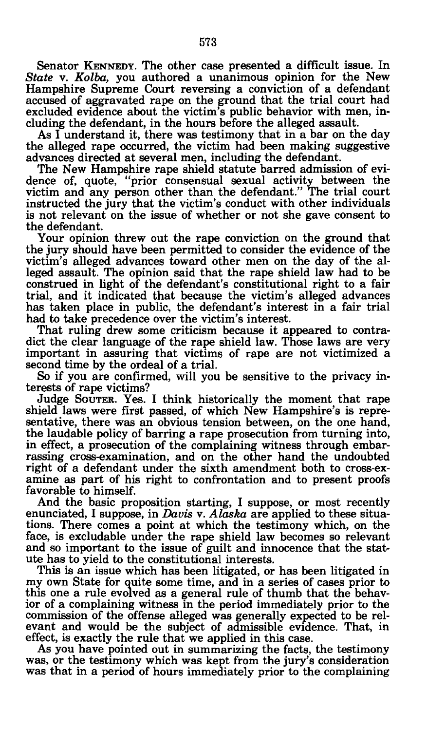Senator KENNEDY. The other case presented a difficult issue. In *State* v. *Kolba,* you authored a unanimous opinion for the New Hampshire Supreme Court reversing a conviction of a defendant accused of aggravated rape on the ground that the trial court had excluded evidence about the victim's public behavior with men, including the defendant, in the hours before the alleged assault.

As I understand it, there was testimony that in a bar on the day the alleged rape occurred, the victim had been making suggestive advances directed at several men, including the defendant.

The New Hampshire rape shield statute barred admission of evidence of, quote, "prior consensual sexual activity between the victim and any person other than the defendant." The trial court instructed the jury that the victim's conduct with other individuals is not relevant on the issue of whether or not she gave consent to the defendant.

Your opinion threw out the rape conviction on the ground that the jury should have been permitted to consider the evidence of the victim's alleged advances toward other men on the day of the alleged assault. The opinion said that the rape shield law had to be construed in light of the defendant's constitutional right to a fair trial, and it indicated that because the victim's alleged advances has taken place in public, the defendant's interest in a fair trial had to take precedence over the victim's interest.

That ruling drew some criticism because it appeared to contradict the clear language of the rape shield law. Those laws are very important in assuring that victims of rape are not victimized a second time by the ordeal of a trial.

So if you are confirmed, will you be sensitive to the privacy interests of rape victims?

Judge SOUTER. Yes. I think historically the moment that rape shield laws were first passed, of which New Hampshire's is representative, there was an obvious tension between, on the one hand, the laudable policy of barring a rape prosecution from turning into, in effect, a prosecution of the complaining witness through embarrassing cross-examination, and on the other hand the undoubted right of a defendant under the sixth amendment both to cross-examine as part of his right to confrontation and to present proofs favorable to himself.

And the basic proposition starting, I suppose, or most recently enunciated, I suppose, in *Davis* v. *Alaska* are applied to these situations. There comes a point at which the testimony which, on the face, is excludable under the rape shield law becomes so relevant and so important to the issue of guilt and innocence that the statute has to yield to the constitutional interests.

This is an issue which has been litigated, or has been litigated in my own State for quite some time, and in a series of cases prior to this one a rule evolved as a general rule of thumb that the behavior of a complaining witness in the period immediately prior to the commission of the offense alleged was generally expected to be relevant and would be the subject of admissible evidence. That, in effect, is exactly the rule that we applied in this case.

As you have pointed out in summarizing the facts, the testimony was, or the testimony which was kept from the jury's consideration was that in a period of hours immediately prior to the complaining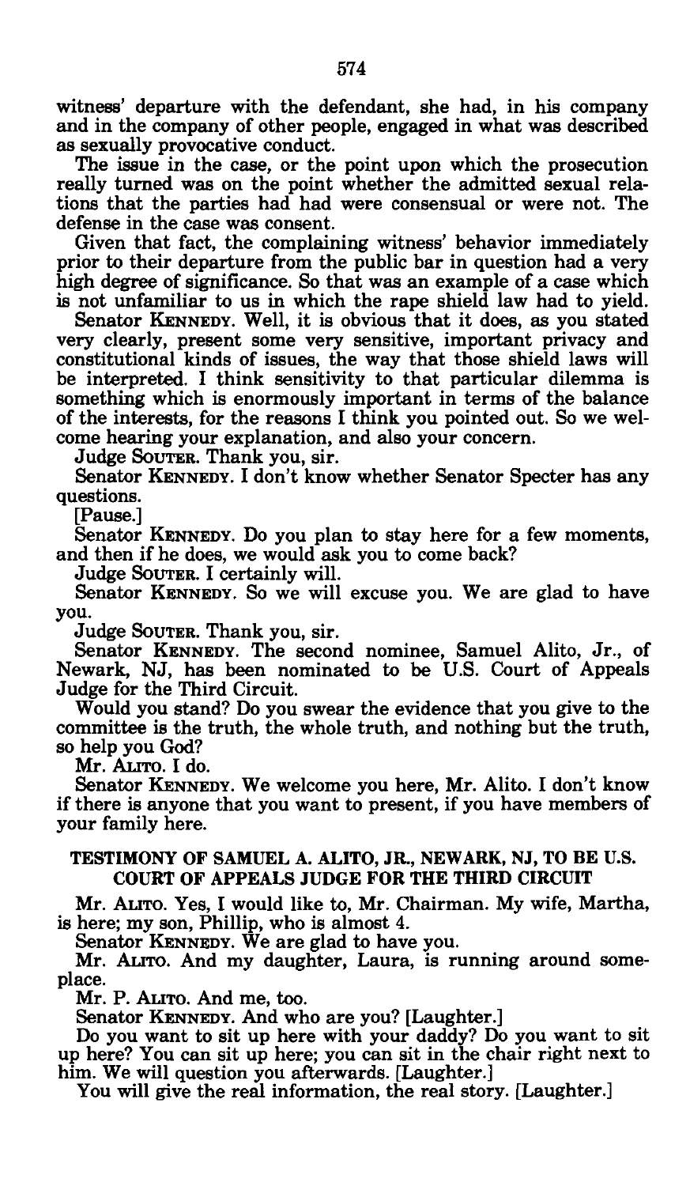witness' departure with the defendant, she had, in his company and in the company of other people, engaged in what was described as sexually provocative conduct.

The issue in the case, or the point upon which the prosecution really turned was on the point whether the admitted sexual relations that the parties had had were consensual or were not. The defense in the case was consent.

Given that fact, the complaining witness' behavior immediately prior to their departure from the public bar in question had a very high degree of significance. So that was an example of a case which is not unfamiliar to us in which the rape shield law had to yield.

Senator KENNEDY. Well, it is obvious that it does, as you stated very clearly, present some very sensitive, important privacy and constitutional kinds of issues, the way that those shield laws will be interpreted. I think sensitivity to that particular dilemma is something which is enormously important in terms of the balance of the interests, for the reasons I think you pointed out. So we welcome hearing your explanation, and also your concern.

Judge SOUTER. Thank you, sir.

Senator KENNEDY. I don't know whether Senator Specter has any questions.

[Pause.]

Senator KENNEDY. Do you plan to stay here for a few moments, and then if he does, we would ask you to come back?

Judge SOUTER. I certainly will.

Senator KENNEDY. So we will excuse you. We are glad to have you.

Judge SOUTER. Thank you, sir.

Senator KENNEDY. The second nominee, Samuel Alito, Jr., of Newark, NJ, has been nominated to be U.S. Court of Appeals Judge for the Third Circuit.

Would you stand? Do you swear the evidence that you give to the committee is the truth, the whole truth, and nothing but the truth, so help you God?

Mr. ALITO. I do.

Senator KENNEDY. We welcome you here, Mr. Alito. I don't know if there is anyone that you want to present, if you have members of your family here.

## TESTIMONY OF SAMUEL A. ALITO, JR., NEWARK, NJ, TO BE U.S. COURT OF APPEALS JUDGE FOR THE THIRD CIRCUIT

Mr. ALITO. Yes, I would like to, Mr. Chairman. My wife, Martha, is here; my son, Phillip, who is almost 4.

Senator KENNEDY. We are glad to have you.

Mr. ALITO. And my daughter, Laura, is running around someplace.

Mr. P. ALITO. And me, too.

Senator KENNEDY. And who are you? [Laughter.]

Do you want to sit up here with your daddy? Do you want to sit up here? You can sit up here; you can sit in the chair right next to him. We will question you afterwards. [Laughter.]

You will give the real information, the real story. [Laughter.]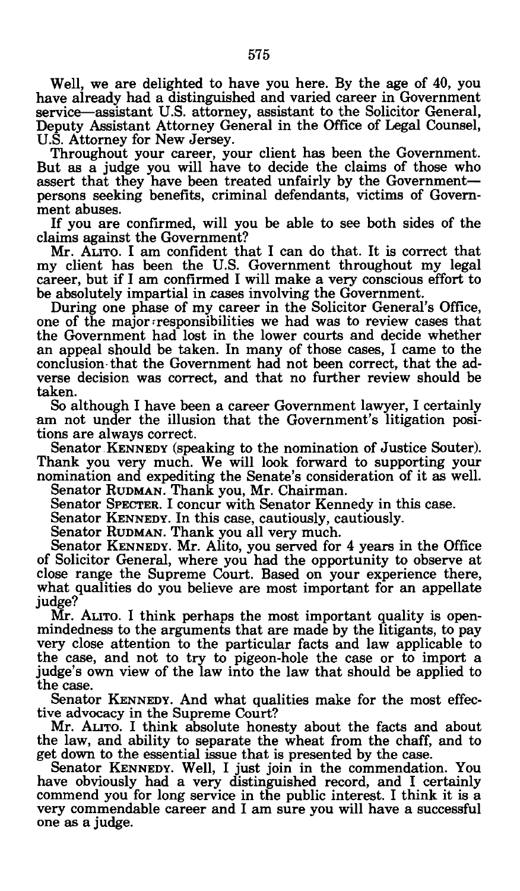Well, we are delighted to have you here. By the age of 40, you have already had a distinguished and varied career in Government service—assistant U.S. attorney, assistant to the Solicitor General, Deputy Assistant Attorney General in the Office of Legal Counsel, U.S. Attorney for New Jersey.

Throughout your career, your client has been the Government. But as a judge you will have to decide the claims of those who assert that they have been treated unfairly by the Government—persons seeking benefits, criminal defendants, victims of Government abuses.

If you are confirmed, will you be able to see both sides of the claims against the Government?

Mr. ALITO. I am confident that I can do that. It is correct that my client has been the U.S. Government throughout my legal career, but if I am confirmed I will make a very conscious effort to be absolutely impartial in cases involving the Government.

During one phase of my career in the Solicitor General's Office, one of the major responsibilities we had was to review cases that the Government had lost in the lower courts and decide whether an appeal should be taken. In many of those cases, I came to the conclusion that the Government had not been correct, that the adverse decision was correct, and that no further review should be taken.

So although I have been a career Government lawyer, I certainly am not under the illusion that the Government's litigation positions are always correct.

Senator KENNEDY (speaking to the nomination of Justice Souter). Thank you very much. We will look forward to supporting your nomination and expediting the Senate's consideration of it as well.

Senator RUDMAN. Thank you, Mr. Chairman.

Senator SPECTER. I concur with Senator Kennedy in this case.

Senator KENNEDY. In this case, cautiously, cautiously.

Senator RUDMAN. Thank you all very much.

Senator KENNEDY. Mr. Alito, you served for 4 years in the Office of Solicitor General, where you had the opportunity to observe at close range the Supreme Court. Based on your experience there, what qualities do you believe are most important for an appellate judge?

Mr. ALITO. I think perhaps the most important quality is open-mindedness to the arguments that are made by the litigants, to pay very close attention to the particular facts and law applicable to the case, and not to try to pigeon-hole the case or to import a judge's own view of the law into the law that should be applied to the case.

Senator KENNEDY. And what qualities make for the most effective advocacy in the Supreme Court?

Mr. ALITO. I think absolute honesty about the facts and about the law, and ability to separate the wheat from the chaff, and to get down to the essential issue that is presented by the case.

Senator KENNEDY. Well, I just join in the commendation. You have obviously had a very distinguished record, and I certainly commend you for long service in the public interest. I think it is a very commendable career and I am sure you will have a successful one as a judge.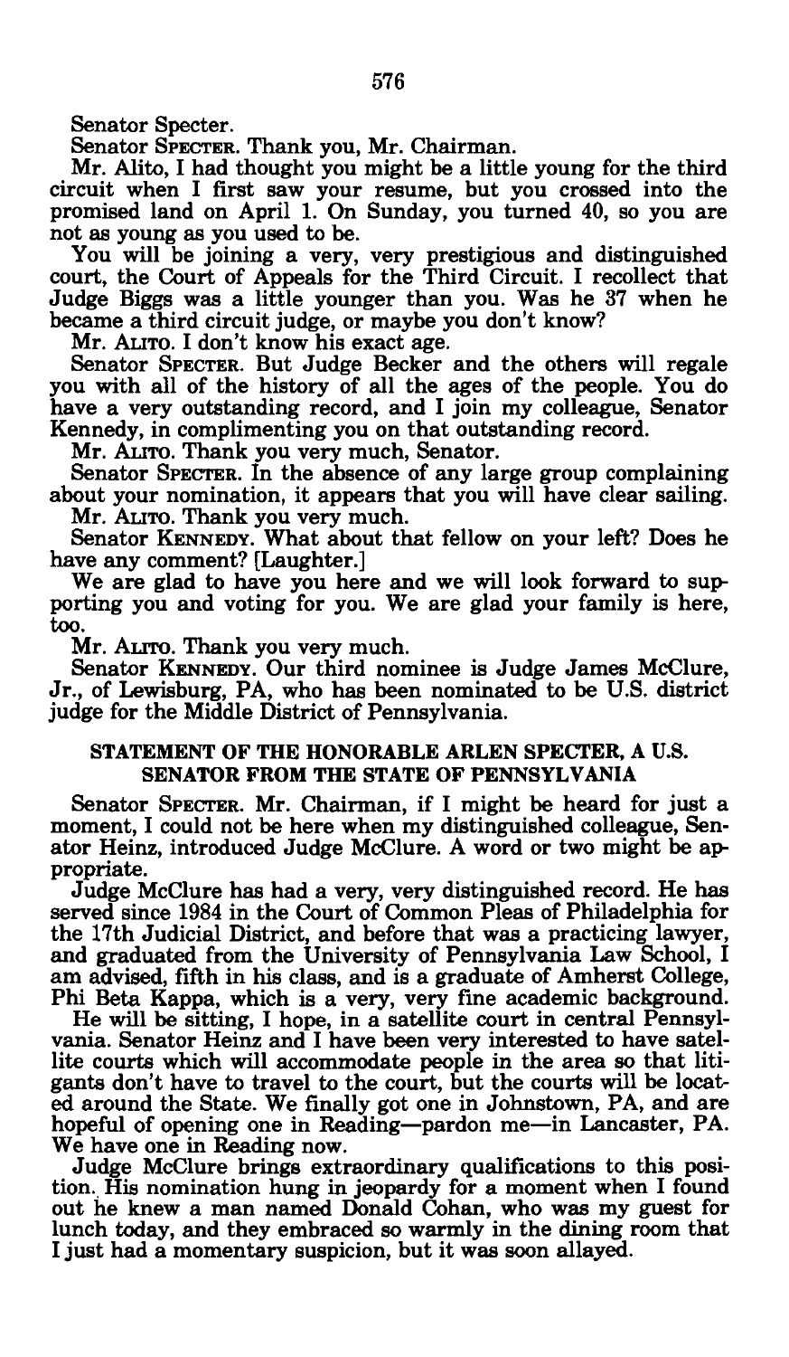Senator Specter.

Senator SPECTER. Thank you, Mr. Chairman.

Mr. Alito, I had thought you might be a little young for the third circuit when I first saw your resume, but you crossed into the promised land on April 1. On Sunday, you turned 40, so you are not as young as you used to be.

You will be joining a very, very prestigious and distinguished court, the Court of Appeals for the Third Circuit. I recollect that Judge Biggs was a little younger than you. Was he 37 when he became a third circuit judge, or maybe you don't know?

Mr. ALITO. I don't know his exact age.

Senator SPECTER. But Judge Becker and the others will regale you with all of the history of all the ages of the people. You do have a very outstanding record, and I join my colleague, Senator Kennedy, in complimenting you on that outstanding record.

Mr. ALITO. Thank you very much, Senator.

Senator SPECTER. In the absence of any large group complaining about your nomination, it appears that you will have clear sailing.

Mr. ALITO. Thank you very much.

Senator KENNEDY. What about that fellow on your left? Does he have any comment? [Laughter.]

We are glad to have you here and we will look forward to supporting you and voting for you. We are glad your family is here, too.

Mr. ALITO. Thank you very much.

Senator KENNEDY. Our third nominee is Judge James McClure, Jr., of Lewisburg, PA, who has been nominated to be U.S. district judge for the Middle District of Pennsylvania.

## STATEMENT OF THE HONORABLE ARLEN SPECTER, A U.S. SENATOR FROM THE STATE OF PENNSYLVANIA

Senator SPECTER. Mr. Chairman, if I might be heard for just a moment, I could not be here when my distinguished colleague, Senator Heinz, introduced Judge McClure. A word or two might be appropriate.

Judge McClure has had a very, very distinguished record. He has served since 1984 in the Court of Common Pleas of Philadelphia for the 17th Judicial District, and before that was a practicing lawyer, and graduated from the University of Pennsylvania Law School, I am advised, fifth in his class, and is a graduate of Amherst College, Phi Beta Kappa, which is a very, very fine academic background.

He will be sitting, I hope, in a satellite court in central Pennsylvania. Senator Heinz and I have been very interested to have satellite courts which will accommodate people in the area so that litigants don't have to travel to the court, but the courts will be located around the State. We finally got one in Johnstown, PA, and are hopeful of opening one in Reading—pardon me—in Lancaster, PA. We have one in Reading now.

Judge McClure brings extraordinary qualifications to this position. His nomination hung in jeopardy for a moment when I found out he knew a man named Donald Cohan, who was my guest for lunch today, and they embraced so warmly in the dining room that I just had a momentary suspicion, but it was soon allayed.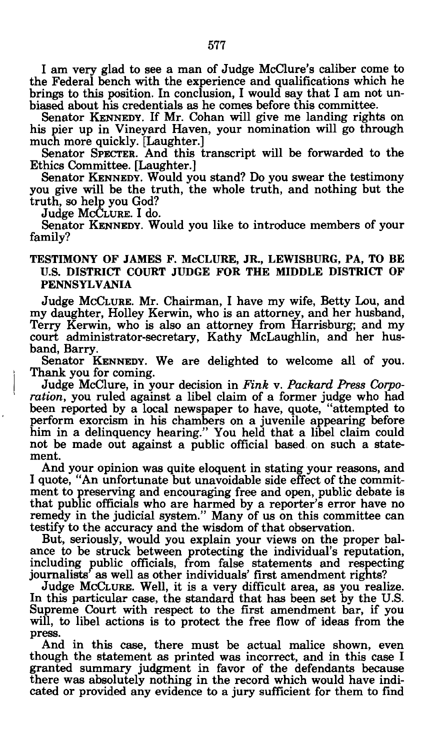I am very glad to see a man of Judge McClure's caliber come to the Federal bench with the experience and qualifications which he brings to this position. In conclusion, I would say that I am not unbiased about his credentials as he comes before this committee.

Senator KENNEDY. If Mr. Cohan will give me landing rights on his pier up in Vineyard Haven, your nomination will go through much more quickly. [Laughter.]

Senator SPECTER. And this transcript will be forwarded to the Ethics Committee. [Laughter.]

Senator KENNEDY. Would you stand? Do you swear the testimony you give will be the truth, the whole truth, and nothing but the truth, so help you God?

Judge McCLURE. I do.

Senator KENNEDY. Would you like to introduce members of your family?

## TESTIMONY OF JAMES F. McCLURE, JR., LEWISBURG, PA, TO BE U.S. DISTRICT COURT JUDGE FOR THE MIDDLE DISTRICT OF PENNSYLVANIA

Judge McCLURE. Mr. Chairman, I have my wife, Betty Lou, and my daughter, Holley Kerwin, who is an attorney, and her husband, Terry Kerwin, who is also an attorney from Harrisburg; and my court administrator-secretary, Kathy McLaughlin, and her husband, Barry.

Senator KENNEDY. We are delighted to welcome all of you. Thank you for coming.

Judge McClure, in your decision in *Fink* v. *Packard Press Corporation*, you ruled against a libel claim of a former judge who had been reported by a local newspaper to have, quote, "attempted to perform exorcism in his chambers on a juvenile appearing before him in a delinquency hearing." You held that a libel claim could not be made out against a public official based on such a statement.

And your opinion was quite eloquent in stating your reasons, and I quote, "An unfortunate but unavoidable side effect of the commitment to preserving and encouraging free and open, public debate is that public officials who are harmed by a reporter's error have no remedy in the judicial system." Many of us on this committee can testify to the accuracy and the wisdom of that observation.

But, seriously, would you explain your views on the proper balance to be struck between protecting the individual's reputation, including public officials, from false statements and respecting journalists' as well as other individuals' first amendment rights?

Judge McCLURE. Well, it is a very difficult area, as you realize. In this particular case, the standard that has been set by the U.S. Supreme Court with respect to the first amendment bar, if you will, to libel actions is to protect the free flow of ideas from the press.

And in this case, there must be actual malice shown, even though the statement as printed was incorrect, and in this case I granted summary judgment in favor of the defendants because there was absolutely nothing in the record which would have indicated or provided any evidence to a jury sufficient for them to find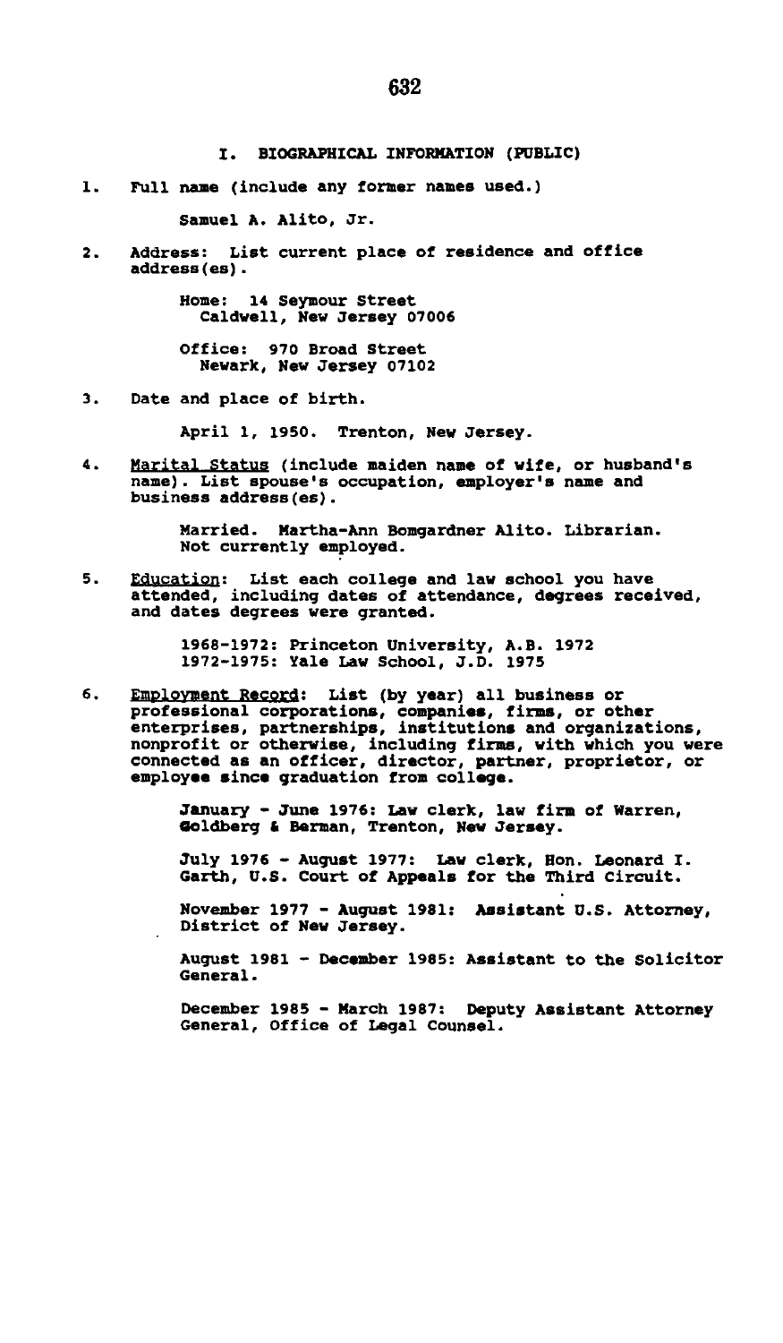## I. BIOGRAPHICAL INFORMATION (PUBLIC)

1. Full name (include any former names used.)

   Samuel A. Alito, Jr.

2. Address: List current place of residence and office address(es).

   Home: 14 Seymour Street
   Caldwell, New Jersey 07006

   Office: 970 Broad Street
   Newark, New Jersey 07102

3. Date and place of birth.

   April 1, 1950. Trenton, New Jersey.

4. Marital Status (include maiden name of wife, or husband's name). List spouse's occupation, employer's name and business address(es).

   Married. Martha-Ann Bomgardner Alito. Librarian. Not currently employed.

5. Education: List each college and law school you have attended, including dates of attendance, degrees received, and dates degrees were granted.

   1968-1972: Princeton University, A.B. 1972
   1972-1975: Yale Law School, J.D. 1975

6. Employment Record: List (by year) all business or professional corporations, companies, firms, or other enterprises, partnerships, institutions and organizations, nonprofit or otherwise, including firms, with which you were connected as an officer, director, partner, proprietor, or employee since graduation from college.

   January - June 1976: Law clerk, law firm of Warren, Goldberg & Berman, Trenton, New Jersey.

   July 1976 - August 1977: Law clerk, Hon. Leonard I. Garth, U.S. Court of Appeals for the Third Circuit.

   November 1977 - August 1981: Assistant U.S. Attorney, District of New Jersey.

   August 1981 - December 1985: Assistant to the Solicitor General.

   December 1985 - March 1987: Deputy Assistant Attorney General, Office of Legal Counsel.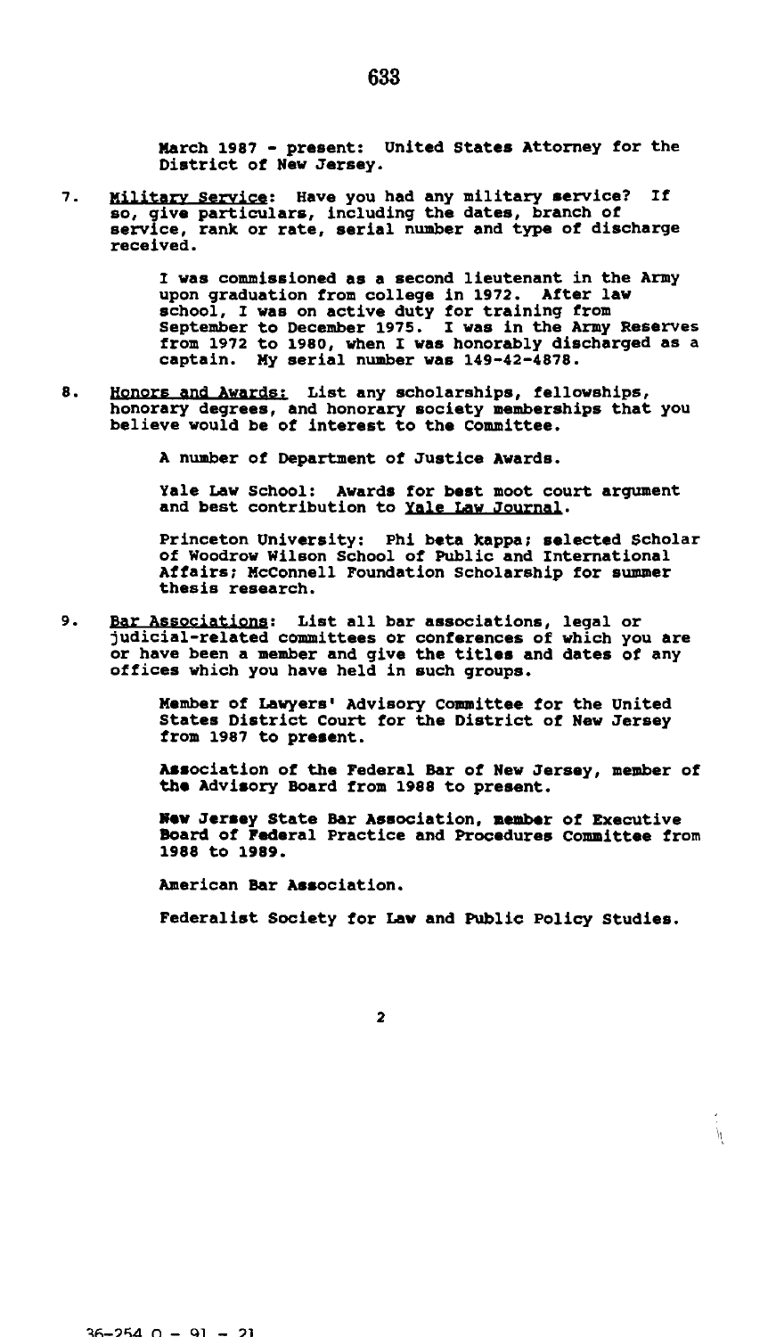March 1987 - present: United States Attorney for the District of New Jersey.

7. Military Service: Have you had any military service? If so, give particulars, including the dates, branch of service, rank or rate, serial number and type of discharge received.

   I was commissioned as a second lieutenant in the Army upon graduation from college in 1972. After law school, I was on active duty for training from September to December 1975. I was in the Army Reserves from 1972 to 1980, when I was honorably discharged as a captain. My serial number was 149-42-4878.

8. Honors and Awards: List any scholarships, fellowships, honorary degrees, and honorary society memberships that you believe would be of interest to the Committee.

   A number of Department of Justice Awards.

   Yale Law School: Awards for best moot court argument and best contribution to Yale Law Journal.

   Princeton University: Phi beta kappa; selected Scholar of Woodrow Wilson School of Public and International Affairs; McConnell Foundation Scholarship for summer thesis research.

9. Bar Associations: List all bar associations, legal or judicial-related committees or conferences of which you are or have been a member and give the titles and dates of any offices which you have held in such groups.

   Member of Lawyers' Advisory Committee for the United States District Court for the District of New Jersey from 1987 to present.

   Association of the Federal Bar of New Jersey, member of the Advisory Board from 1988 to present.

   New Jersey State Bar Association, member of Executive Board of Federal Practice and Procedures Committee from 1988 to 1989.

   American Bar Association.

   Federalist Society for Law and Public Policy Studies.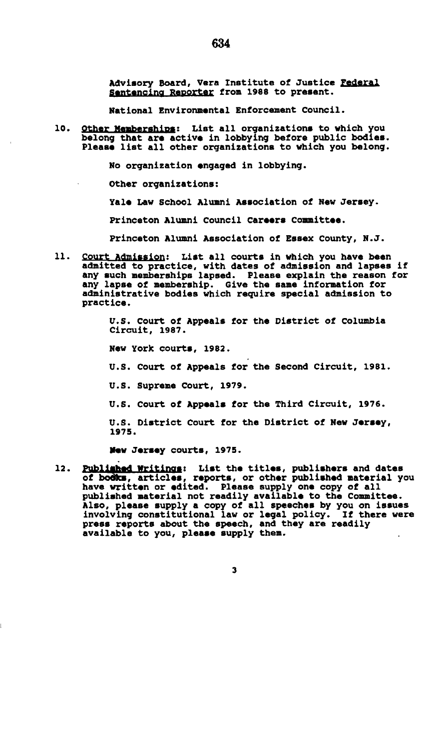Advisory Board, Vera Institute of Justice Federal Sentencing Reporter from 1988 to present.

National Environmental Enforcement Council.

10. Other Memberships: List all organizations to which you belong that are active in lobbying before public bodies. Please list all other organizations to which you belong.

    No organization engaged in lobbying.

    Other organizations:

    Yale Law School Alumni Association of New Jersey.

    Princeton Alumni Council Careers Committee.

    Princeton Alumni Association of Essex County, N.J.

11. Court Admission: List all courts in which you have been admitted to practice, with dates of admission and lapses if any such memberships lapsed. Please explain the reason for any lapse of membership. Give the same information for administrative bodies which require special admission to practice.

    U.S. Court of Appeals for the District of Columbia Circuit, 1987.

    New York courts, 1982.

    U.S. Court of Appeals for the Second Circuit, 1981.

    U.S. Supreme Court, 1979.

    U.S. Court of Appeals for the Third Circuit, 1976.

    U.S. District Court for the District of New Jersey, 1975.

    New Jersey courts, 1975.

12. Published Writings: List the titles, publishers and dates of books, articles, reports, or other published material you have written or edited. Please supply one copy of all published material not readily available to the Committee. Also, please supply a copy of all speeches by you on issues involving constitutional law or legal policy. If there were press reports about the speech, and they are readily available to you, please supply them.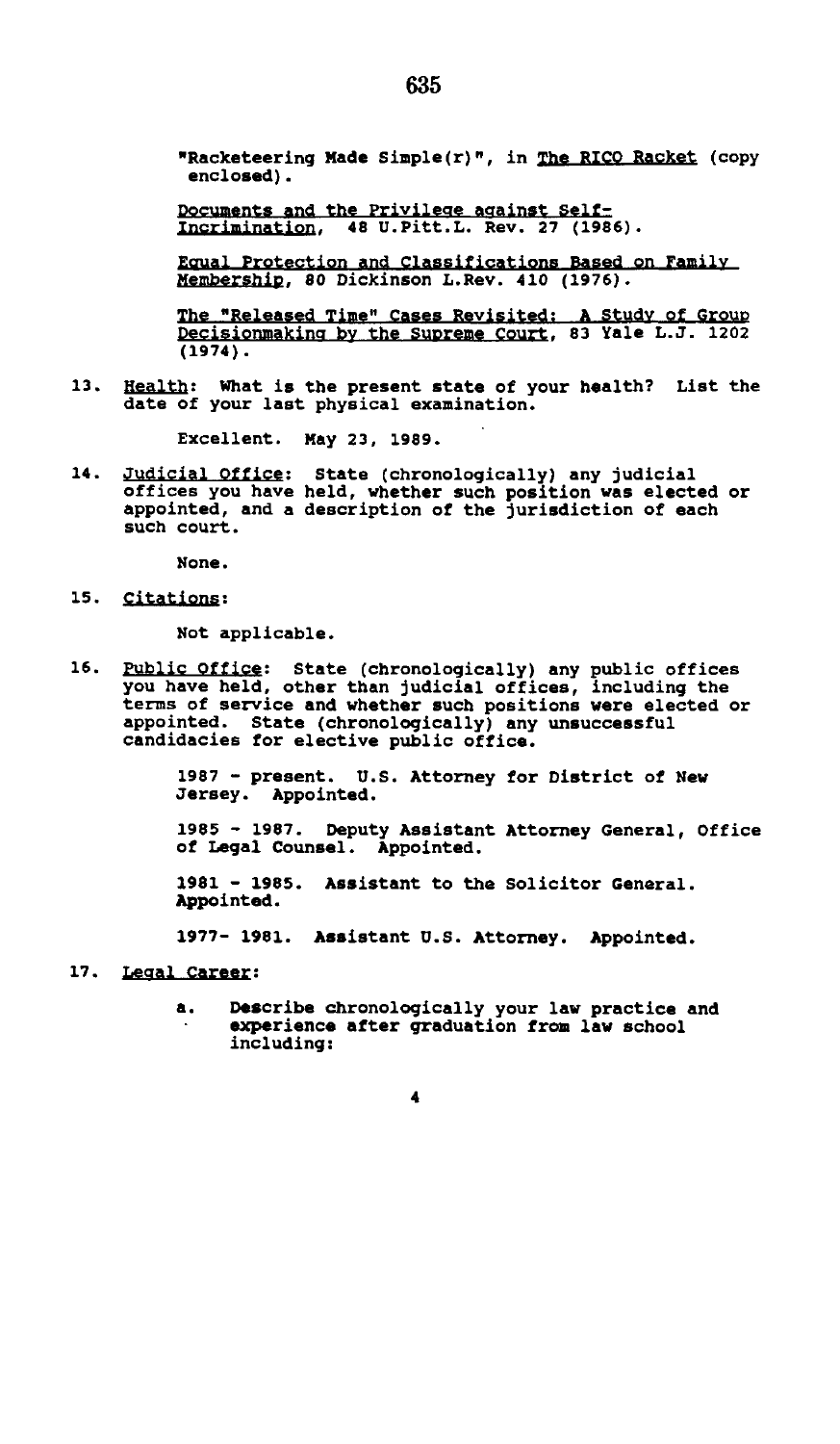"Racketeering Made Simple(r)", in The RICO Racket (copy enclosed).

Documents and the Privilege against Self-Incrimination, 48 U.Pitt.L. Rev. 27 (1986).

Equal Protection and Classifications Based on Family Membership, 80 Dickinson L.Rev. 410 (1976).

The "Released Time" Cases Revisited: A Study of Group Decisionmaking by the Supreme Court, 83 Yale L.J. 1202 (1974).

13. Health: What is the present state of your health? List the date of your last physical examination.

    Excellent. May 23, 1989.

14. Judicial Office: State (chronologically) any judicial offices you have held, whether such position was elected or appointed, and a description of the jurisdiction of each such court.

    None.

15. Citations:

    Not applicable.

16. Public Office: State (chronologically) any public offices you have held, other than judicial offices, including the terms of service and whether such positions were elected or appointed. State (chronologically) any unsuccessful candidacies for elective public office.

    1987 - present. U.S. Attorney for District of New Jersey. Appointed.

    1985 - 1987. Deputy Assistant Attorney General, Office of Legal Counsel. Appointed.

    1981 - 1985. Assistant to the Solicitor General. Appointed.

    1977- 1981. Assistant U.S. Attorney. Appointed.

17. Legal Career:

    a. Describe chronologically your law practice and experience after graduation from law school including: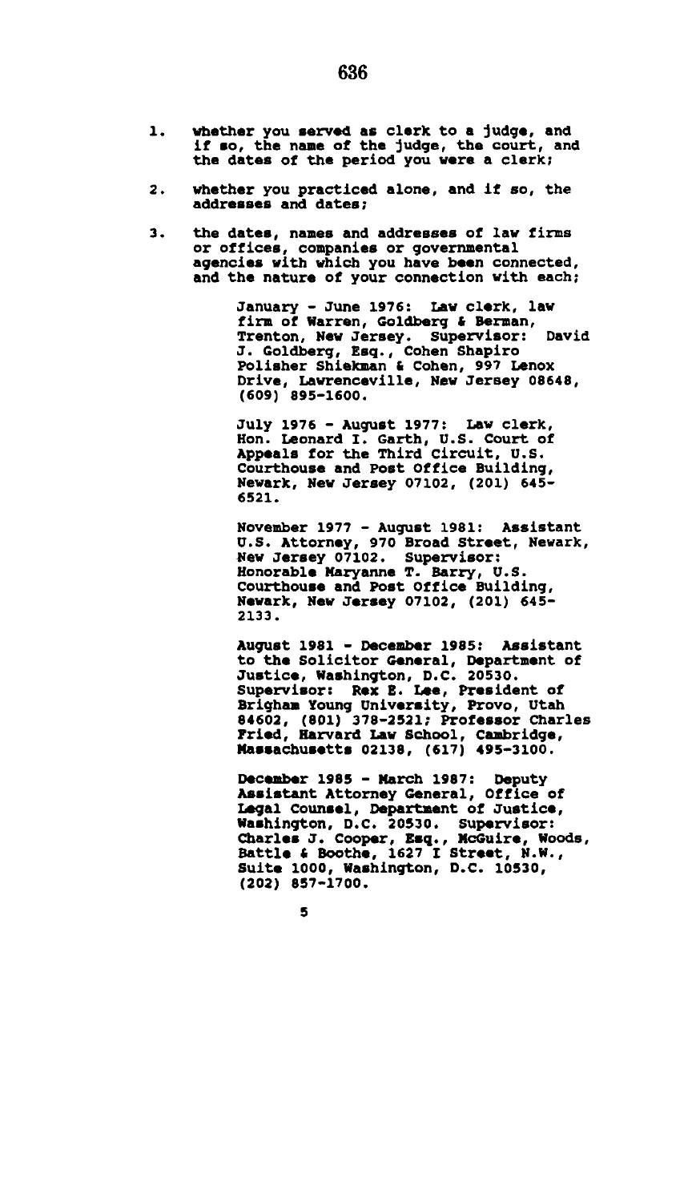1. whether you served as clerk to a judge, and if so, the name of the judge, the court, and the dates of the period you were a clerk;

2. whether you practiced alone, and if so, the addresses and dates;

3. the dates, names and addresses of law firms or offices, companies or governmental agencies with which you have been connected, and the nature of your connection with each;

   January - June 1976: Law clerk, law firm of Warren, Goldberg & Berman, Trenton, New Jersey. Supervisor: David J. Goldberg, Esq., Cohen Shapiro Polisher Shiekman & Cohen, 997 Lenox Drive, Lawrenceville, New Jersey 08648, (609) 895-1600.

   July 1976 - August 1977: Law clerk, Hon. Leonard I. Garth, U.S. Court of Appeals for the Third Circuit, U.S. Courthouse and Post Office Building, Newark, New Jersey 07102, (201) 645-6521.

   November 1977 - August 1981: Assistant U.S. Attorney, 970 Broad Street, Newark, New Jersey 07102. Supervisor: Honorable Maryanne T. Barry, U.S. Courthouse and Post Office Building, Newark, New Jersey 07102, (201) 645-2133.

   August 1981 - December 1985: Assistant to the Solicitor General, Department of Justice, Washington, D.C. 20530. Supervisor: Rex E. Lee, President of Brigham Young University, Provo, Utah 84602, (801) 378-2521; Professor Charles Fried, Harvard Law School, Cambridge, Massachusetts 02138, (617) 495-3100.

   December 1985 - March 1987: Deputy Assistant Attorney General, Office of Legal Counsel, Department of Justice, Washington, D.C. 20530. Supervisor: Charles J. Cooper, Esq., McGuire, Woods, Battle & Boothe, 1627 I Street, N.W., Suite 1000, Washington, D.C. 10530, (202) 857-1700.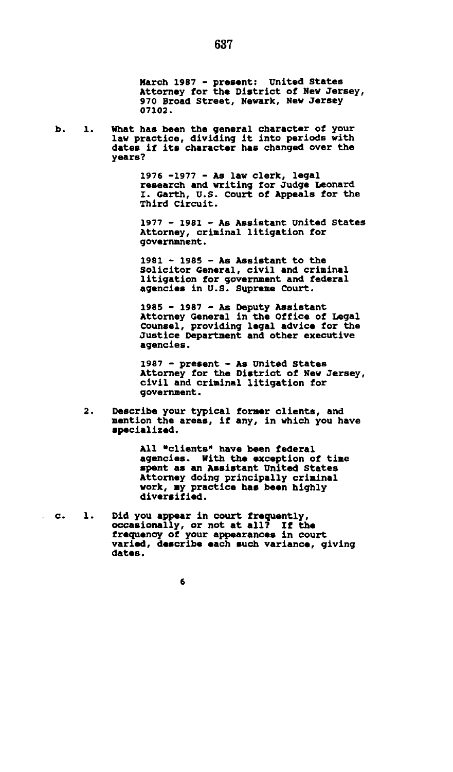March 1987 - present: United States Attorney for the District of New Jersey, 970 Broad Street, Newark, New Jersey 07102.

b. 1. What has been the general character of your law practice, dividing it into periods with dates if its character has changed over the years?

1976 -1977 - As law clerk, legal research and writing for Judge Leonard I. Garth, U.S. Court of Appeals for the Third Circuit.

1977 - 1981 - As Assistant United States Attorney, criminal litigation for governmnent.

1981 - 1985 - As Assistant to the Solicitor General, civil and criminal litigation for government and federal agencies in U.S. Supreme Court.

1985 - 1987 - As Deputy Assistant Attorney General in the Office of Legal Counsel, providing legal advice for the Justice Department and other executive agencies.

1987 - present - As United States Attorney for the District of New Jersey, civil and criminal litigation for government.

2. Describe your typical former clients, and mention the areas, if any, in which you have specialized.

All "clients" have been federal agencies. With the exception of time spent as an Assistant United States Attorney doing principally criminal work, my practice has been highly diversified.

c. 1. Did you appear in court frequently, occasionally, or not at all? If the frequency of your appearances in court varied, describe each such variance, giving dates.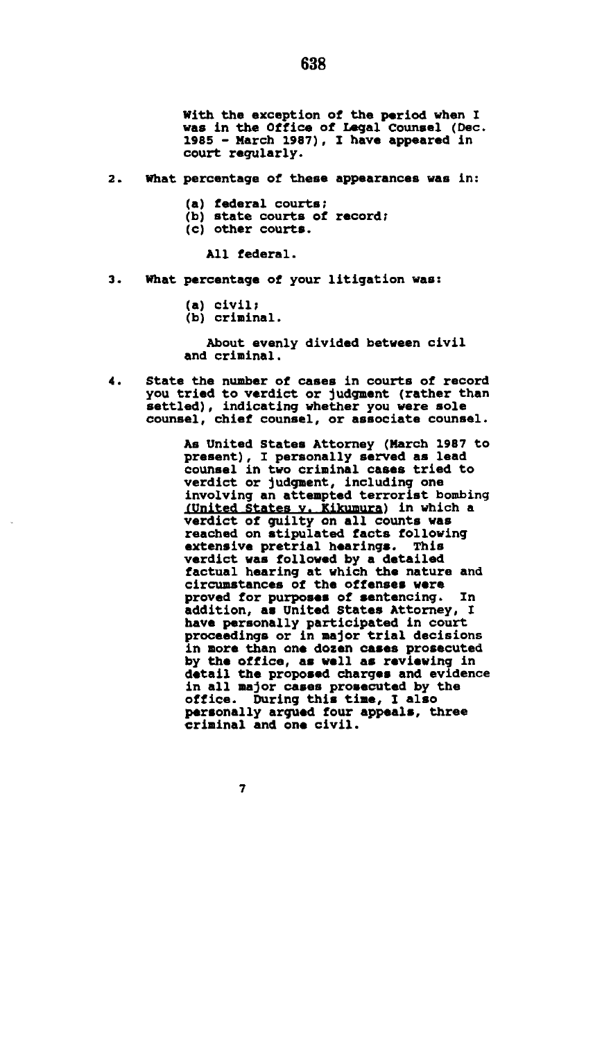With the exception of the period when I was in the Office of Legal Counsel (Dec. 1985 - March 1987), I have appeared in court regularly.

2. What percentage of these appearances was in:

   (a) federal courts;
   (b) state courts of record;
   (c) other courts.

   All federal.

3. What percentage of your litigation was:

   (a) civil;
   (b) criminal.

   About evenly divided between civil and criminal.

4. State the number of cases in courts of record you tried to verdict or judgment (rather than settled), indicating whether you were sole counsel, chief counsel, or associate counsel.

   As United States Attorney (March 1987 to present), I personally served as lead counsel in two criminal cases tried to verdict or judgment, including one involving an attempted terrorist bombing (United States v. Kikumura) in which a verdict of guilty on all counts was reached on stipulated facts following extensive pretrial hearings. This verdict was followed by a detailed factual hearing at which the nature and circumstances of the offenses were proved for purposes of sentencing. In addition, as United States Attorney, I have personally participated in court proceedings or in major trial decisions in more than one dozen cases prosecuted by the office, as well as reviewing in detail the proposed charges and evidence in all major cases prosecuted by the office. During this time, I also personally argued four appeals, three criminal and one civil.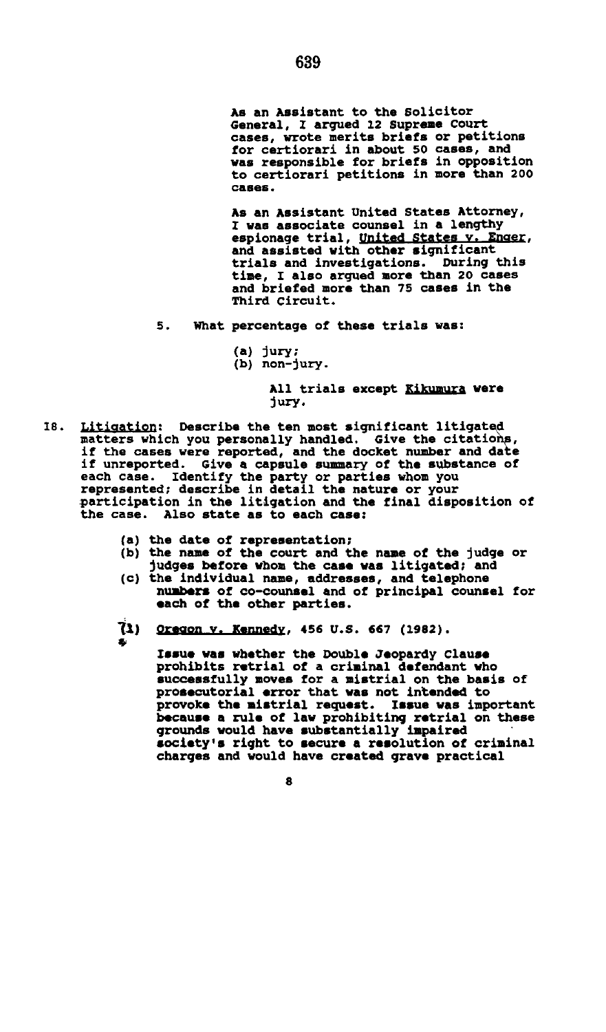As an Assistant to the Solicitor General, I argued 12 Supreme Court cases, wrote merits briefs or petitions for certiorari in about 50 cases, and was responsible for briefs in opposition to certiorari petitions in more than 200 cases.

As an Assistant United States Attorney, I was associate counsel in a lengthy espionage trial, United States v. Enger, and assisted with other significant trials and investigations. During this time, I also argued more than 20 cases and briefed more than 75 cases in the Third Circuit.

5. What percentage of these trials was:

   (a) jury;
   (b) non-jury.

   All trials except Kikumura were jury.

18. Litigation: Describe the ten most significant litigated matters which you personally handled. Give the citations, if the cases were reported, and the docket number and date if unreported. Give a capsule summary of the substance of each case. Identify the party or parties whom you represented; describe in detail the nature or your participation in the litigation and the final disposition of the case. Also state as to each case:

    (a) the date of representation;
    (b) the name of the court and the name of the judge or judges before whom the case was litigated; and
    (c) the individual name, addresses, and telephone numbers of co-counsel and of principal counsel for each of the other parties.

    (1) Oregon v. Kennedy, 456 U.S. 667 (1982).

    Issue was whether the Double Jeopardy Clause prohibits retrial of a criminal defendant who successfully moves for a mistrial on the basis of prosecutorial error that was not intended to provoke the mistrial request. Issue was important because a rule of law prohibiting retrial on these grounds would have substantially impaired society's right to secure a resolution of criminal charges and would have created grave practical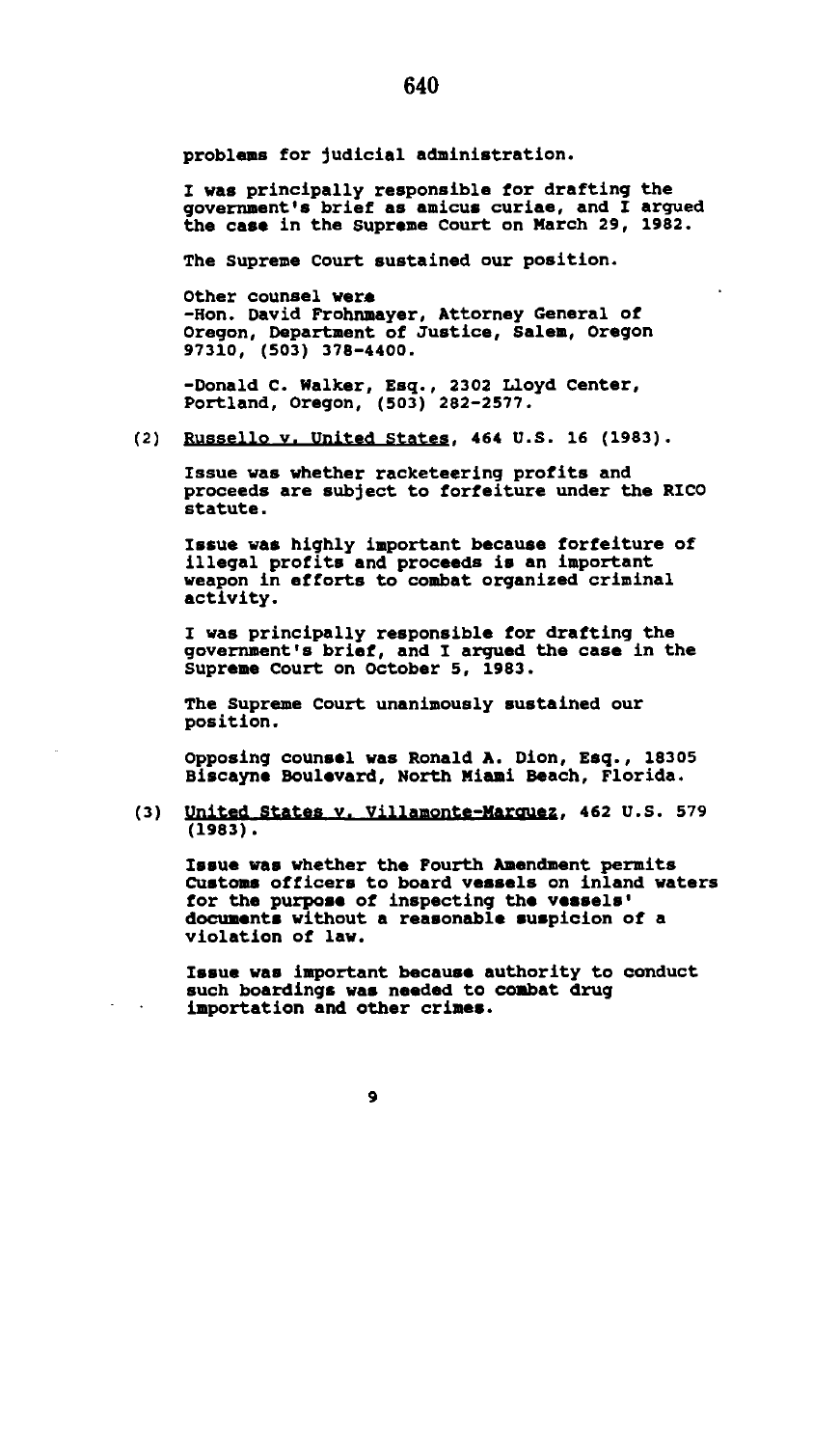problems for judicial administration.

I was principally responsible for drafting the government's brief as amicus curiae, and I argued the case in the Supreme Court on March 29, 1982.

The Supreme Court sustained our position.

Other counsel were
-Hon. David Frohnmayer, Attorney General of Oregon, Department of Justice, Salem, Oregon 97310, (503) 378-4400.

-Donald C. Walker, Esq., 2302 Lloyd Center, Portland, Oregon, (503) 282-2577.

(2) Russello v. United States, 464 U.S. 16 (1983).

Issue was whether racketeering profits and proceeds are subject to forfeiture under the RICO statute.

Issue was highly important because forfeiture of illegal profits and proceeds is an important weapon in efforts to combat organized criminal activity.

I was principally responsible for drafting the government's brief, and I argued the case in the Supreme Court on October 5, 1983.

The Supreme Court unanimously sustained our position.

Opposing counsel was Ronald A. Dion, Esq., 18305 Biscayne Boulevard, North Miami Beach, Florida.

(3) United States v. Villamonte-Marquez, 462 U.S. 579 (1983).

Issue was whether the Fourth Amendment permits Customs officers to board vessels on inland waters for the purpose of inspecting the vessels' documents without a reasonable suspicion of a violation of law.

Issue was important because authority to conduct such boardings was needed to combat drug importation and other crimes.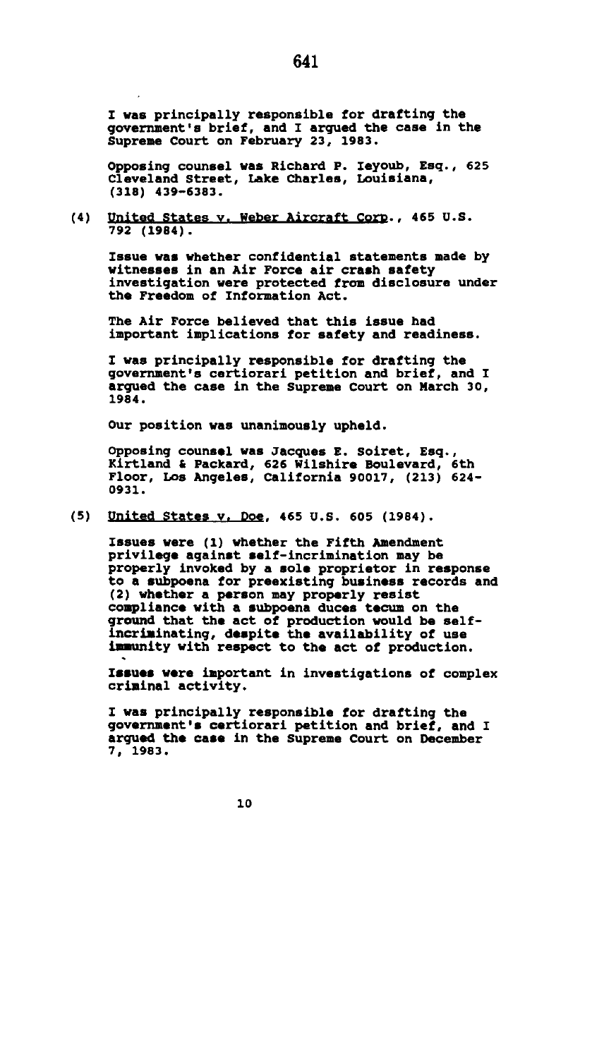I was principally responsible for drafting the government's brief, and I argued the case in the Supreme Court on February 23, 1983.

Opposing counsel was Richard P. Ieyoub, Esq., 625 Cleveland Street, Lake Charles, Louisiana, (318) 439-6383.

(4) United States v. Weber Aircraft Corp., 465 U.S. 792 (1984).

Issue was whether confidential statements made by witnesses in an Air Force air crash safety investigation were protected from disclosure under the Freedom of Information Act.

The Air Force believed that this issue had important implications for safety and readiness.

I was principally responsible for drafting the government's certiorari petition and brief, and I argued the case in the Supreme Court on March 30, 1984.

Our position was unanimously upheld.

Opposing counsel was Jacques E. Soiret, Esq., Kirtland & Packard, 626 Wilshire Boulevard, 6th Floor, Los Angeles, California 90017, (213) 624-0931.

(5) United States v. Doe, 465 U.S. 605 (1984).

Issues were (1) whether the Fifth Amendment privilege against self-incrimination may be properly invoked by a sole proprietor in response to a subpoena for preexisting business records and (2) whether a person may properly resist compliance with a subpoena duces tecum on the ground that the act of production would be self-incriminating, despite the availability of use immunity with respect to the act of production.

Issues were important in investigations of complex criminal activity.

I was principally responsible for drafting the government's certiorari petition and brief, and I argued the case in the Supreme Court on December 7, 1983.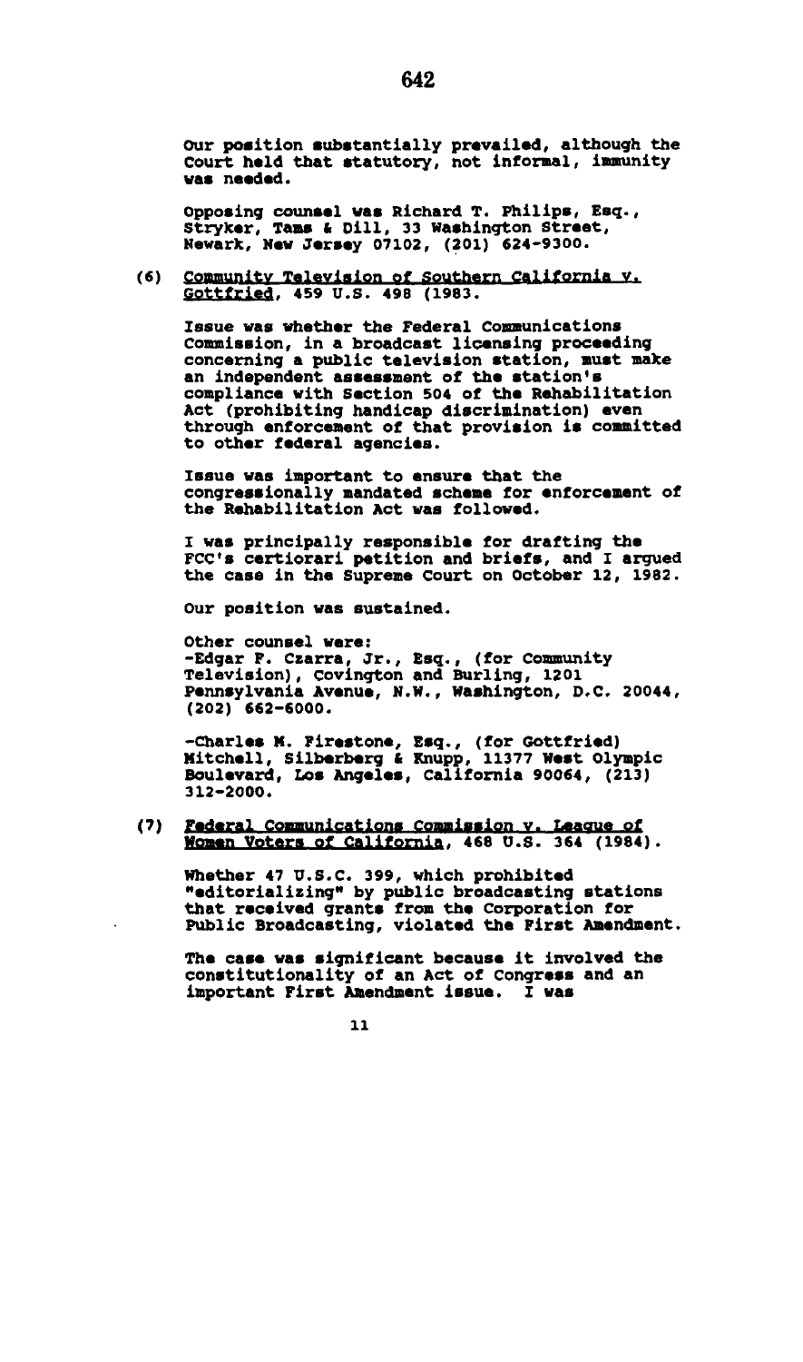Our position substantially prevailed, although the Court held that statutory, not informal, immunity was needed.

Opposing counsel was Richard T. Philips, Esq., Stryker, Tams & Dill, 33 Washington Street, Newark, New Jersey 07102, (201) 624-9300.

(6) Community Television of Southern California v. Gottfried, 459 U.S. 498 (1983.

Issue was whether the Federal Communications Commission, in a broadcast licensing proceeding concerning a public television station, must make an independent assessment of the station's compliance with Section 504 of the Rehabilitation Act (prohibiting handicap discrimination) even through enforcement of that provision is committed to other federal agencies.

Issue was important to ensure that the congressionally mandated scheme for enforcement of the Rehabilitation Act was followed.

I was principally responsible for drafting the FCC's certiorari petition and briefs, and I argued the case in the Supreme Court on October 12, 1982.

Our position was sustained.

Other counsel were:
-Edgar F. Czarra, Jr., Esq., (for Community Television), Covington and Burling, 1201 Pennsylvania Avenue, N.W., Washington, D.C. 20044, (202) 662-6000.

-Charles M. Firestone, Esq., (for Gottfried) Mitchell, Silberberg & Knupp, 11377 West Olympic Boulevard, Los Angeles, California 90064, (213) 312-2000.

(7) Federal Communications Commission v. League of Women Voters of California, 468 U.S. 364 (1984).

Whether 47 U.S.C. 399, which prohibited "editorializing" by public broadcasting stations that received grants from the Corporation for Public Broadcasting, violated the First Amendment.

The case was significant because it involved the constitutionality of an Act of Congress and an important First Amendment issue. I was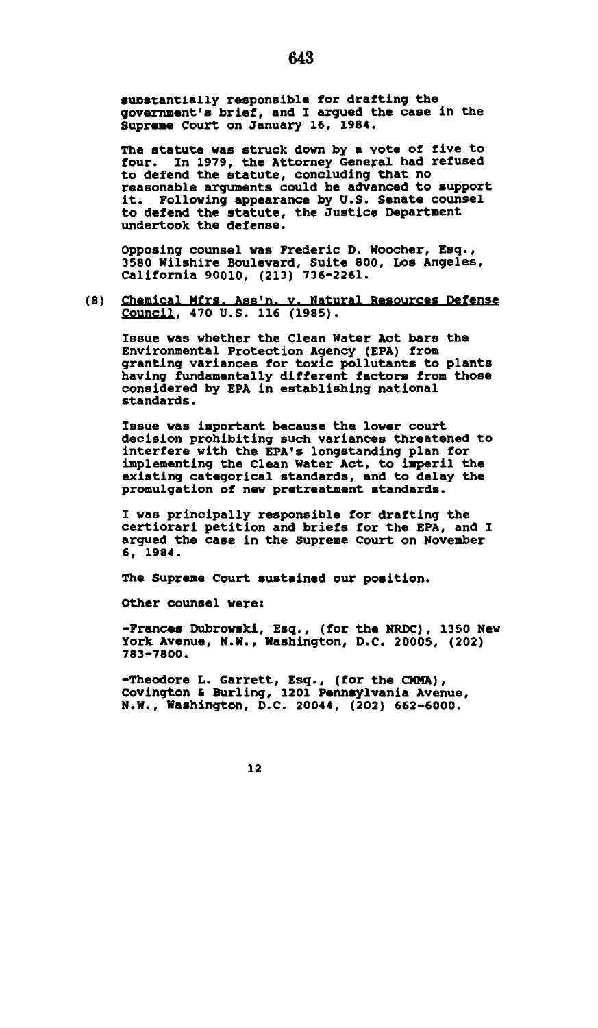substantially responsible for drafting the government's brief, and I argued the case in the Supreme Court on January 16, 1984.

The statute was struck down by a vote of five to four. In 1979, the Attorney General had refused to defend the statute, concluding that no reasonable arguments could be advanced to support it. Following appearance by U.S. Senate counsel to defend the statute, the Justice Department undertook the defense.

Opposing counsel was Frederic D. Woocher, Esq., 3580 Wilshire Boulevard, Suite 800, Los Angeles, California 90010, (213) 736-2261.

(8) Chemical Mfrs. Ass'n. v. Natural Resources Defense Council, 470 U.S. 116 (1985).

Issue was whether the Clean Water Act bars the Environmental Protection Agency (EPA) from granting variances for toxic pollutants to plants having fundamentally different factors from those considered by EPA in establishing national standards.

Issue was important because the lower court decision prohibiting such variances threatened to interfere with the EPA's longstanding plan for implementing the Clean Water Act, to imperil the existing categorical standards, and to delay the promulgation of new pretreatment standards.

I was principally responsible for drafting the certiorari petition and briefs for the EPA, and I argued the case in the Supreme Court on November 6, 1984.

The Supreme Court sustained our position.

Other counsel were:

-Frances Dubrowski, Esq., (for the NRDC), 1350 New York Avenue, N.W., Washington, D.C. 20005, (202) 783-7800.

-Theodore L. Garrett, Esq., (for the CMMA), Covington & Burling, 1201 Pennsylvania Avenue, N.W., Washington, D.C. 20044, (202) 662-6000.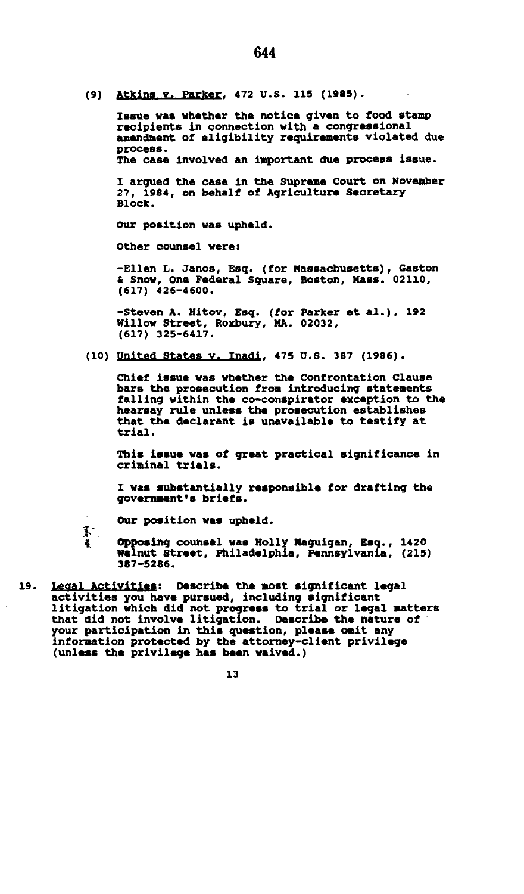(9) Atkins v. Parker, 472 U.S. 115 (1985).

Issue was whether the notice given to food stamp recipients in connection with a congressional amendment of eligibility requirements violated due process.
The case involved an important due process issue.

I argued the case in the Supreme Court on November 27, 1984, on behalf of Agriculture Secretary Block.

Our position was upheld.

Other counsel were:

-Ellen L. Janos, Esq. (for Massachusetts), Gaston & Snow, One Federal Square, Boston, Mass. 02110, (617) 426-4600.

-Steven A. Hitov, Esq. (for Parker et al.), 192 Willow Street, Roxbury, MA. 02032, (617) 325-6417.

(10) United States v. Inadi, 475 U.S. 387 (1986).

Chief issue was whether the Confrontation Clause bars the prosecution from introducing statements falling within the co-conspirator exception to the hearsay rule unless the prosecution establishes that the declarant is unavailable to testify at trial.

This issue was of great practical significance in criminal trials.

I was substantially responsible for drafting the government's briefs.

Our position was upheld.

Opposing counsel was Holly Maguigan, Esq., 1420 Walnut Street, Philadelphia, Pennsylvania, (215) 387-5286.

19. Legal Activities: Describe the most significant legal activities you have pursued, including significant litigation which did not progress to trial or legal matters that did not involve litigation. Describe the nature of your participation in this question, please omit any information protected by the attorney-client privilege (unless the privilege has been waived.)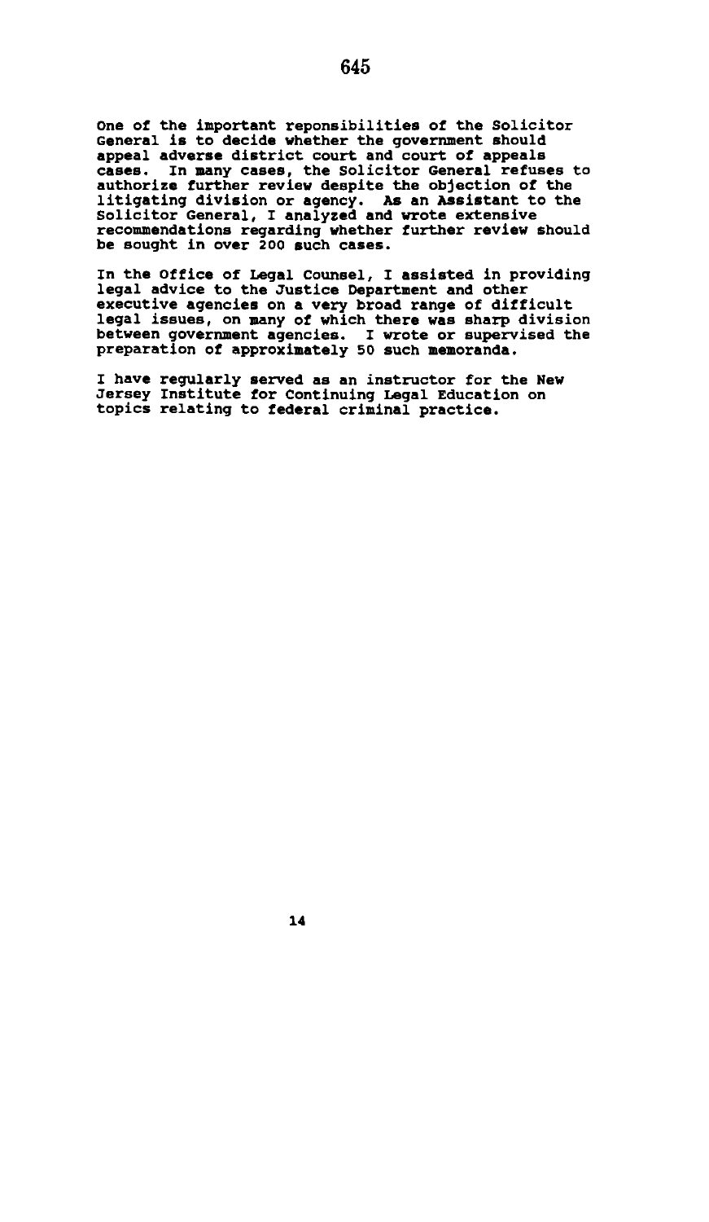One of the important reponsibilities of the Solicitor General is to decide whether the government should appeal adverse district court and court of appeals cases. In many cases, the Solicitor General refuses to authorize further review despite the objection of the litigating division or agency. As an Assistant to the Solicitor General, I analyzed and wrote extensive recommendations regarding whether further review should be sought in over 200 such cases.

In the Office of Legal Counsel, I assisted in providing legal advice to the Justice Department and other executive agencies on a very broad range of difficult legal issues, on many of which there was sharp division between government agencies. I wrote or supervised the preparation of approximately 50 such memoranda.

I have regularly served as an instructor for the New Jersey Institute for Continuing Legal Education on topics relating to federal criminal practice.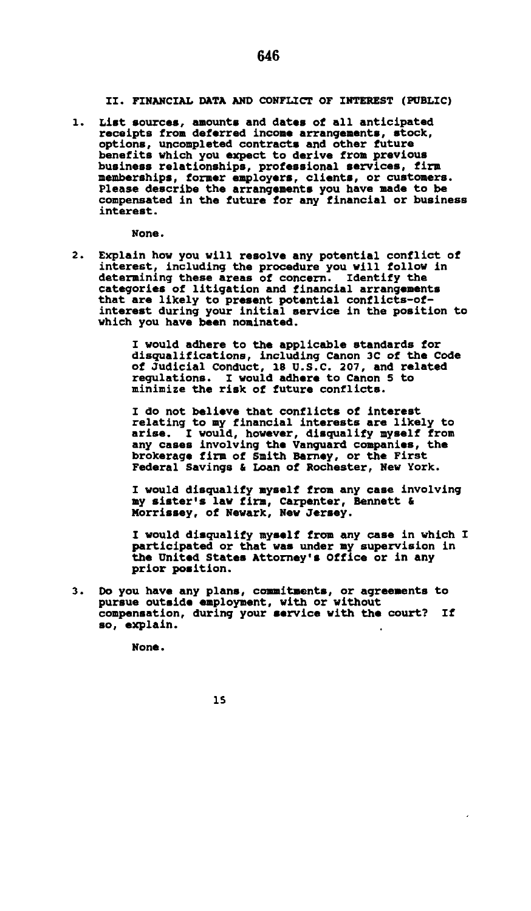## II. FINANCIAL DATA AND CONFLICT OF INTEREST (PUBLIC)

1. List sources, amounts and dates of all anticipated receipts from deferred income arrangements, stock, options, uncompleted contracts and other future benefits which you expect to derive from previous business relationships, professional services, firm memberships, former employers, clients, or customers. Please describe the arrangements you have made to be compensated in the future for any financial or business interest.

   None.

2. Explain how you will resolve any potential conflict of interest, including the procedure you will follow in determining these areas of concern. Identify the categories of litigation and financial arrangements that are likely to present potential conflicts-of-interest during your initial service in the position to which you have been nominated.

   I would adhere to the applicable standards for disqualifications, including Canon 3C of the Code of Judicial Conduct, 18 U.S.C. 207, and related regulations. I would adhere to Canon 5 to minimize the risk of future conflicts.

   I do not believe that conflicts of interest relating to my financial interests are likely to arise. I would, however, disqualify myself from any cases involving the Vanguard companies, the brokerage firm of Smith Barney, or the First Federal Savings & Loan of Rochester, New York.

   I would disqualify myself from any case involving my sister's law firm, Carpenter, Bennett & Morrissey, of Newark, New Jersey.

   I would disqualify myself from any case in which I participated or that was under my supervision in the United States Attorney's Office or in any prior position.

3. Do you have any plans, commitments, or agreements to pursue outside employment, with or without compensation, during your service with the court? If so, explain.

   None.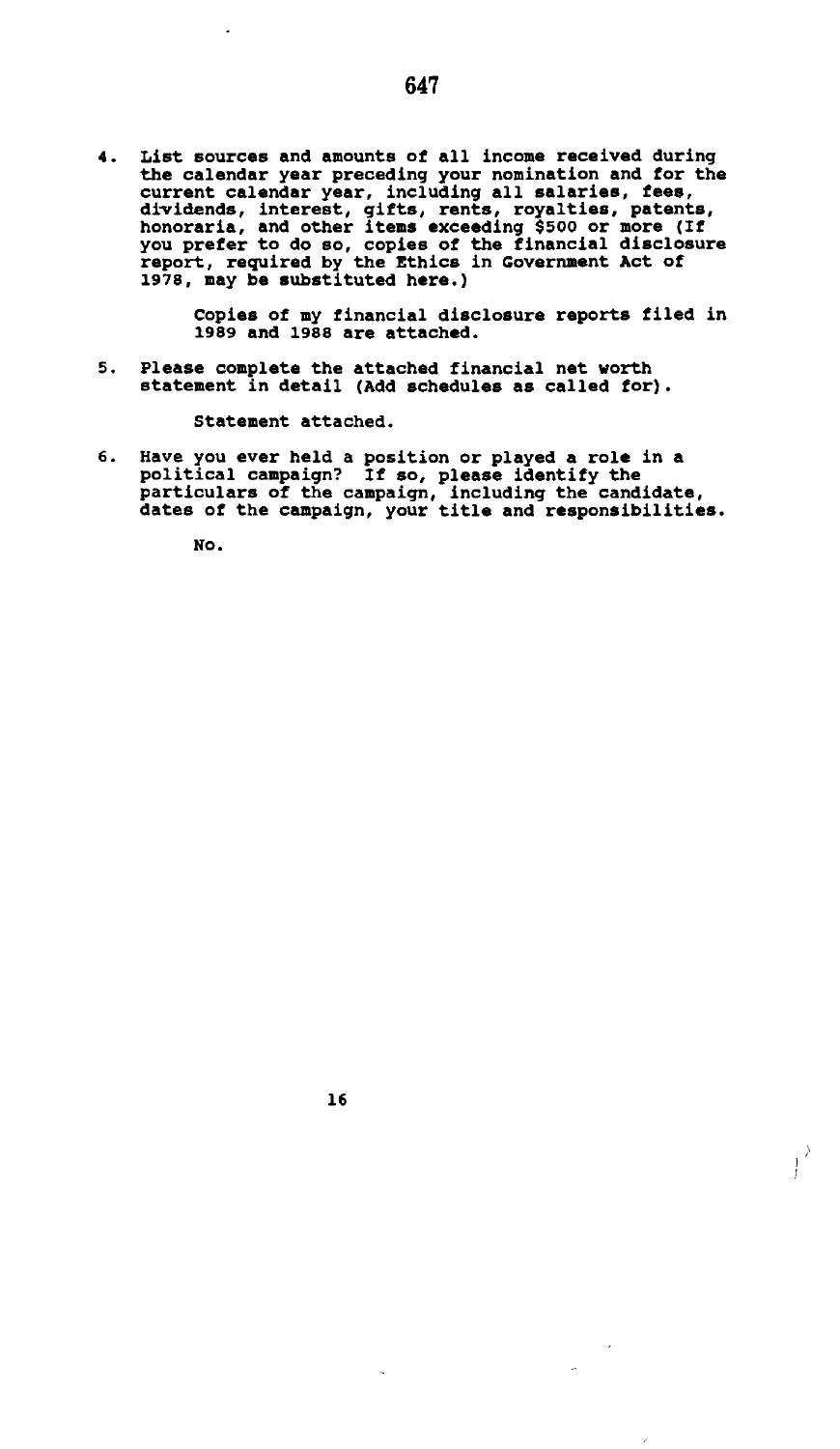4. List sources and amounts of all income received during the calendar year preceding your nomination and for the current calendar year, including all salaries, fees, dividends, interest, gifts, rents, royalties, patents, honoraria, and other items exceeding $500 or more (If you prefer to do so, copies of the financial disclosure report, required by the Ethics in Government Act of 1978, may be substituted here.)

   Copies of my financial disclosure reports filed in 1989 and 1988 are attached.

5. Please complete the attached financial net worth statement in detail (Add schedules as called for).

   Statement attached.

6. Have you ever held a position or played a role in a political campaign? If so, please identify the particulars of the campaign, including the candidate, dates of the campaign, your title and responsibilities.

   No.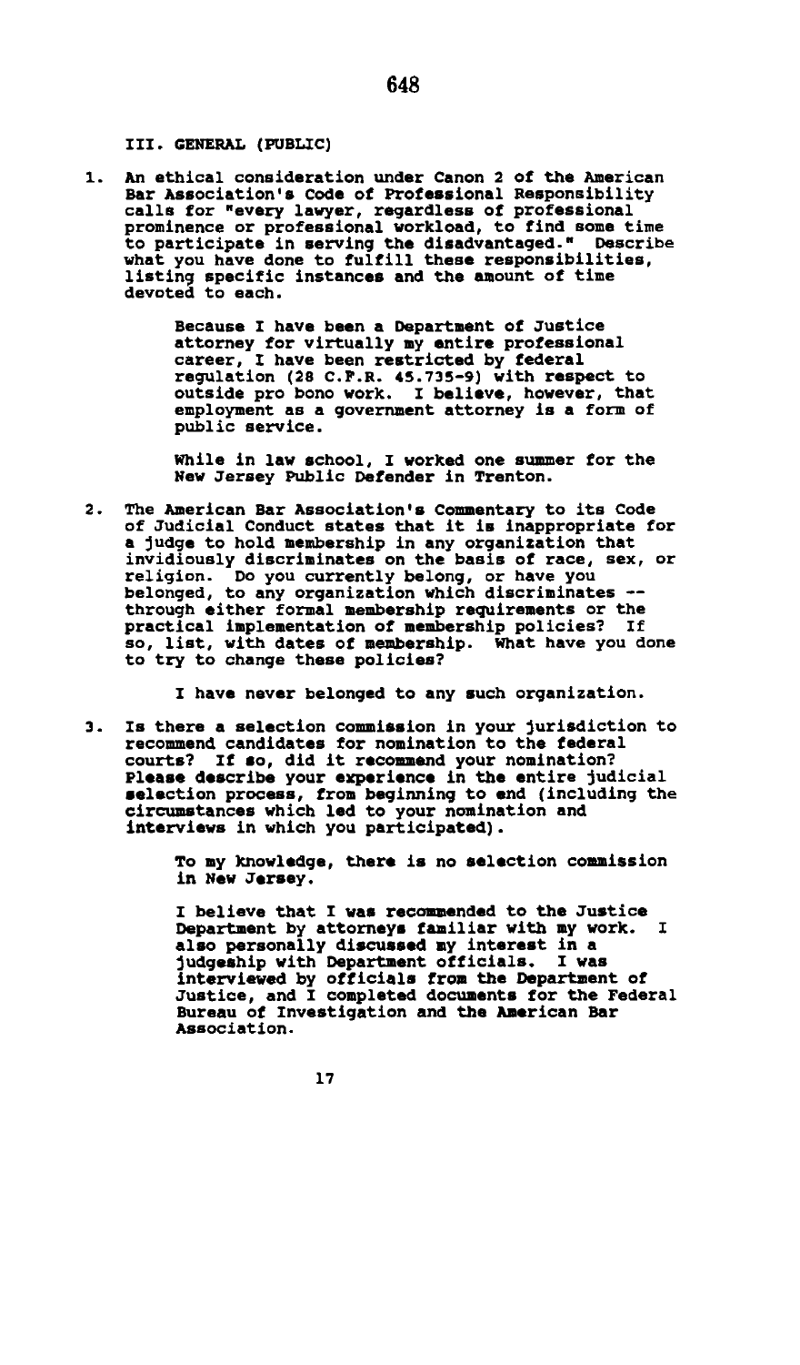## III. GENERAL (PUBLIC)

1. An ethical consideration under Canon 2 of the American Bar Association's Code of Professional Responsibility calls for "every lawyer, regardless of professional prominence or professional workload, to find some time to participate in serving the disadvantaged." Describe what you have done to fulfill these responsibilities, listing specific instances and the amount of time devoted to each.

   Because I have been a Department of Justice attorney for virtually my entire professional career, I have been restricted by federal regulation (28 C.F.R. 45.735-9) with respect to outside pro bono work. I believe, however, that employment as a government attorney is a form of public service.

   While in law school, I worked one summer for the New Jersey Public Defender in Trenton.

2. The American Bar Association's Commentary to its Code of Judicial Conduct states that it is inappropriate for a judge to hold membership in any organization that invidiously discriminates on the basis of race, sex, or religion. Do you currently belong, or have you belonged, to any organization which discriminates -- through either formal membership requirements or the practical implementation of membership policies? If so, list, with dates of membership. What have you done to try to change these policies?

   I have never belonged to any such organization.

3. Is there a selection commission in your jurisdiction to recommend candidates for nomination to the federal courts? If so, did it recommend your nomination? Please describe your experience in the entire judicial selection process, from beginning to end (including the circumstances which led to your nomination and interviews in which you participated).

   To my knowledge, there is no selection commission in New Jersey.

   I believe that I was recommended to the Justice Department by attorneys familiar with my work. I also personally discussed my interest in a judgeship with Department officials. I was interviewed by officials from the Department of Justice, and I completed documents for the Federal Bureau of Investigation and the American Bar Association.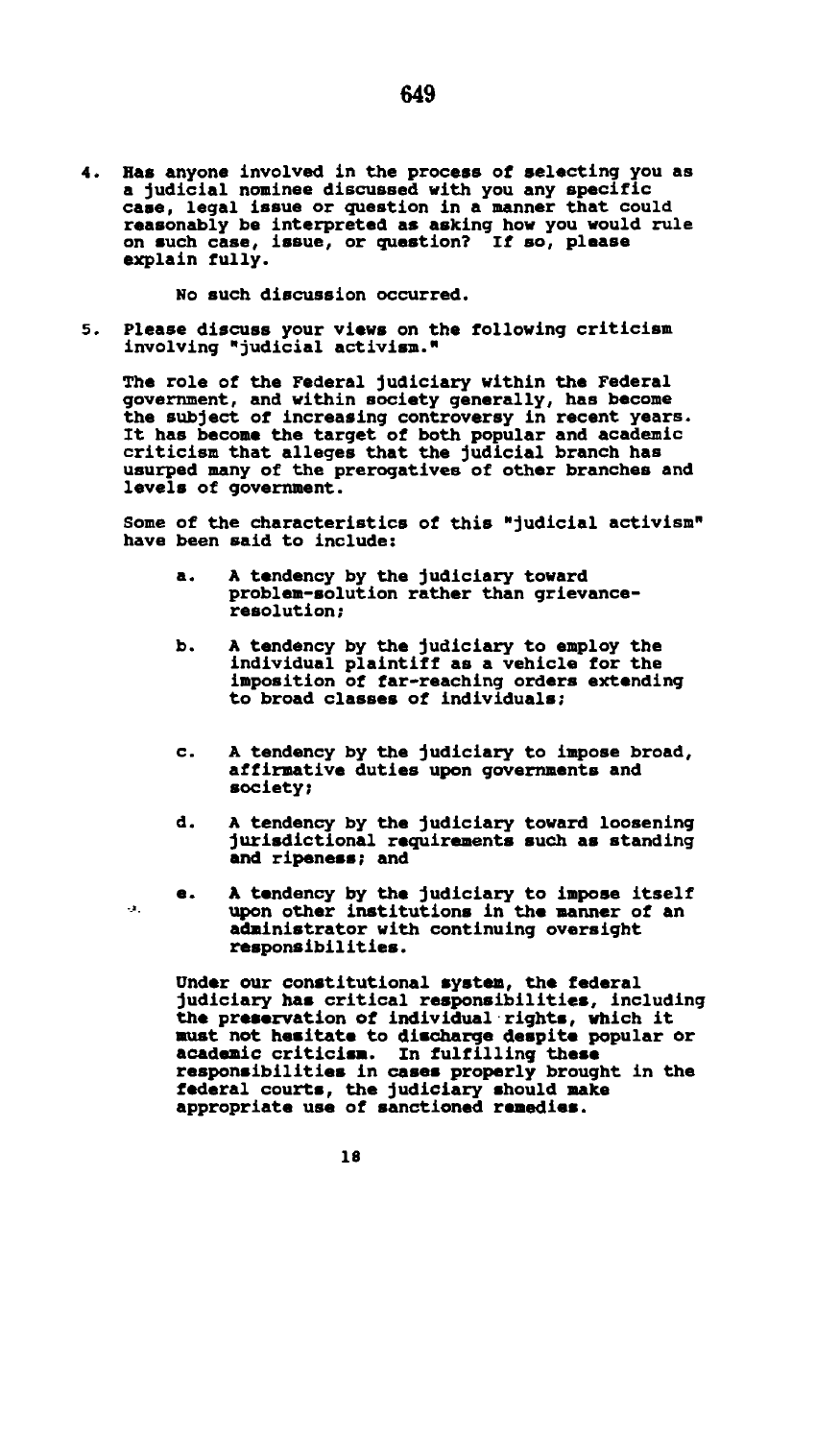4. **Has anyone involved in the process of selecting you as a judicial nominee discussed with you any specific case, legal issue or question in a manner that could reasonably be interpreted as asking how you would rule on such case, issue, or question? If so, please explain fully.**

   No such discussion occurred.

5. **Please discuss your views on the following criticism involving "judicial activism."**

   **The role of the Federal judiciary within the Federal government, and within society generally, has become the subject of increasing controversy in recent years. It has become the target of both popular and academic criticism that alleges that the judicial branch has usurped many of the prerogatives of other branches and levels of government.**

   **Some of the characteristics of this "judicial activism" have been said to include:**

   a. **A tendency by the judiciary toward problem-solution rather than grievance-resolution;**

   b. **A tendency by the judiciary to employ the individual plaintiff as a vehicle for the imposition of far-reaching orders extending to broad classes of individuals;**

   c. **A tendency by the judiciary to impose broad, affirmative duties upon governments and society;**

   d. **A tendency by the judiciary toward loosening jurisdictional requirements such as standing and ripeness; and**

   e. **A tendency by the judiciary to impose itself upon other institutions in the manner of an administrator with continuing oversight responsibilities.**

   Under our constitutional system, the federal judiciary has critical responsibilities, including the preservation of individual rights, which it must not hesitate to discharge despite popular or academic criticism. In fulfilling these responsibilities in cases properly brought in the federal courts, the judiciary should make appropriate use of sanctioned remedies.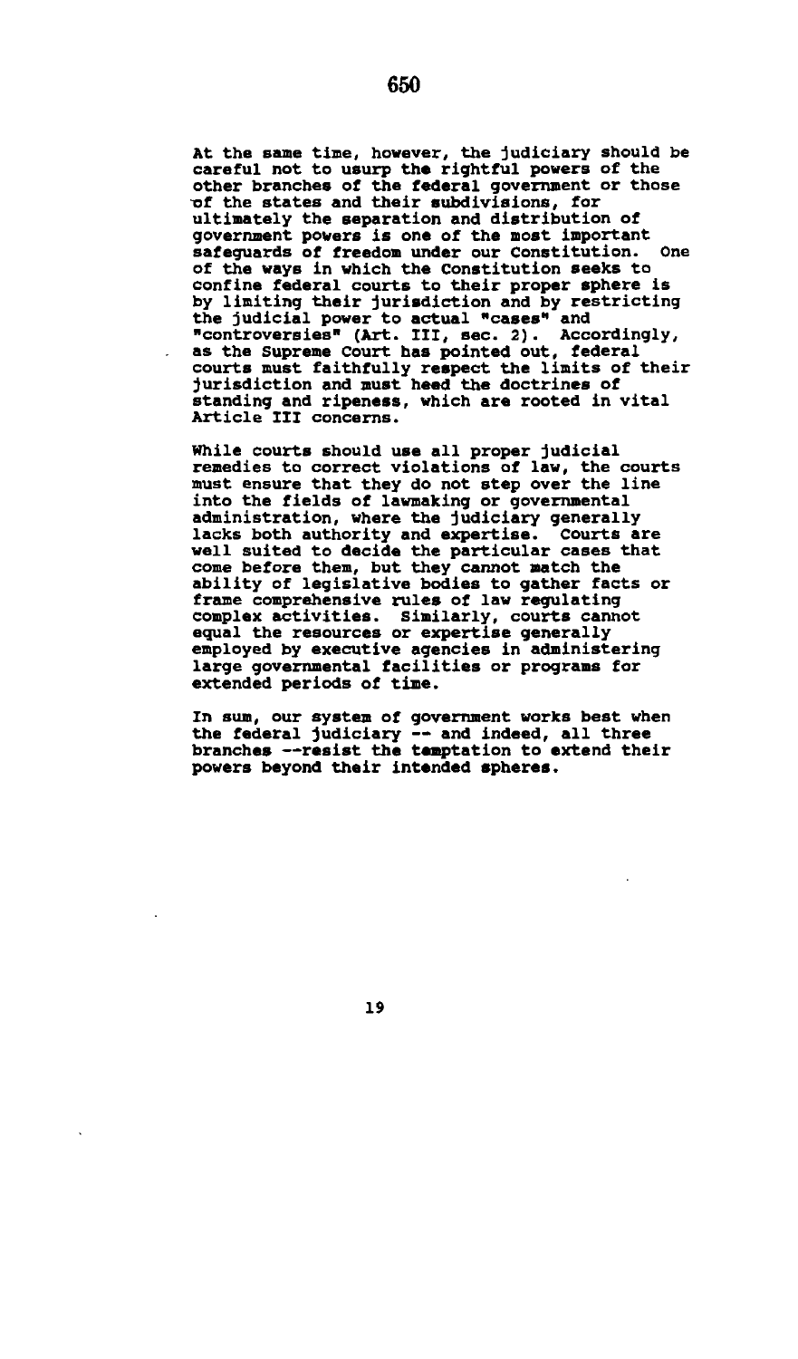At the same time, however, the judiciary should be careful not to usurp the rightful powers of the other branches of the federal government or those of the states and their subdivisions, for ultimately the separation and distribution of government powers is one of the most important safeguards of freedom under our Constitution. One of the ways in which the Constitution seeks to confine federal courts to their proper sphere is by limiting their jurisdiction and by restricting the judicial power to actual "cases" and "controversies" (Art. III, sec. 2). Accordingly, as the Supreme Court has pointed out, federal courts must faithfully respect the limits of their jurisdiction and must heed the doctrines of standing and ripeness, which are rooted in vital Article III concerns.

While courts should use all proper judicial remedies to correct violations of law, the courts must ensure that they do not step over the line into the fields of lawmaking or governmental administration, where the judiciary generally lacks both authority and expertise. Courts are well suited to decide the particular cases that come before them, but they cannot match the ability of legislative bodies to gather facts or frame comprehensive rules of law regulating complex activities. Similarly, courts cannot equal the resources or expertise generally employed by executive agencies in administering large governmental facilities or programs for extended periods of time.

In sum, our system of government works best when the federal judiciary -- and indeed, all three branches --resist the temptation to extend their powers beyond their intended spheres.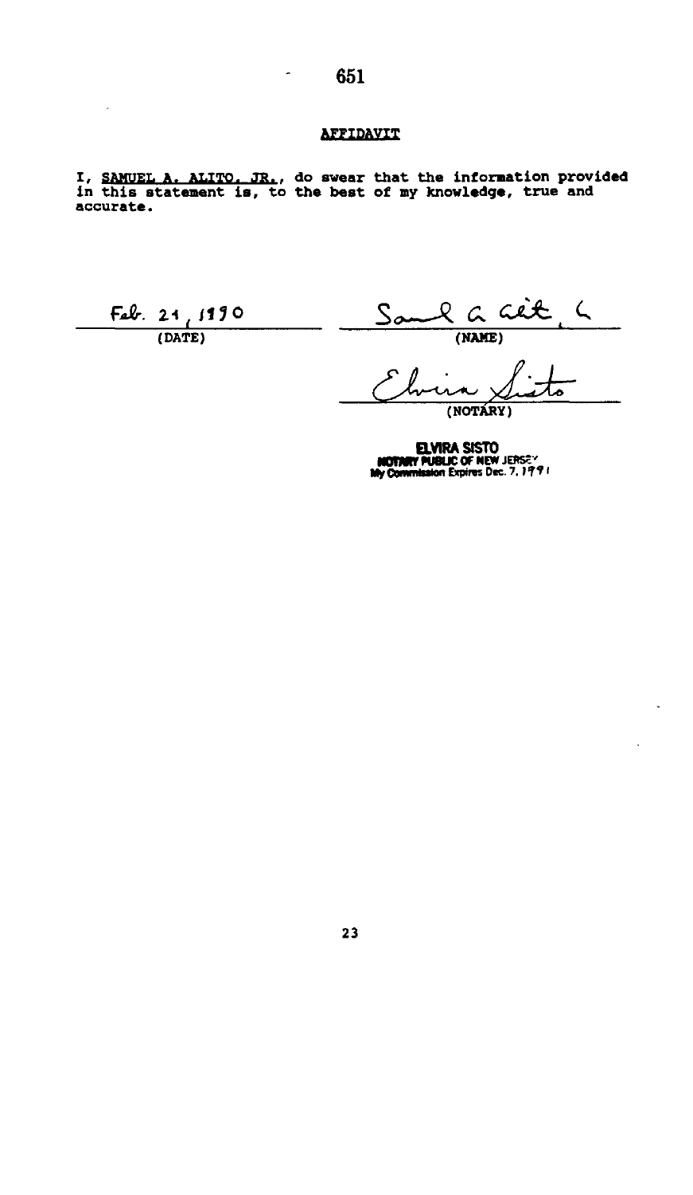## AFFIDAVIT

I, SAMUEL A. ALITO, JR., do swear that the information provided in this statement is, to the best of my knowledge, true and accurate.

Feb. 21, 1990
(DATE)

Sam A. Alito, Jr.
(NAME)

Elvira Sisto
(NOTARY)

ELVIRA SISTO
NOTARY PUBLIC OF NEW JERSEY
My Commission Expires Dec. 7, 1991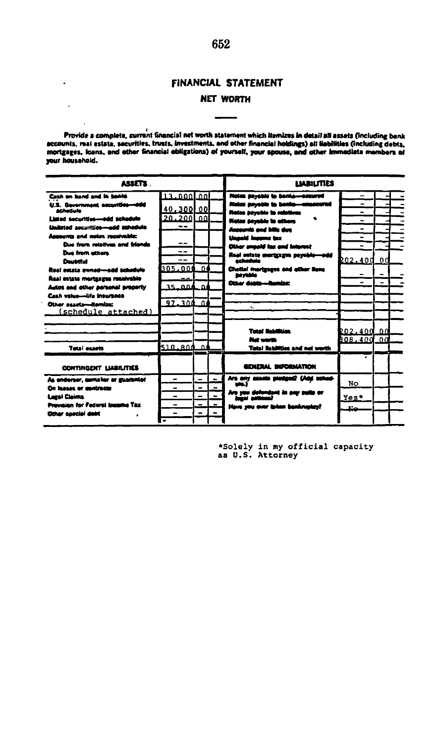# FINANCIAL STATEMENT

## NET WORTH

**Provide a complete, current financial net worth statement which itemizes in detail all assets (including bank accounts, real estate, securities, trusts, investments, and other financial holdings) all liabilities (including debts, mortgages, loans, and other financial obligations) of yourself, your spouse, and other immediate members of your household.**

| ASSETS | | | LIABILITIES | | |
|---|---|---|---|---|---|
| Cash on hand and in banks | 13,000 | 00 | Notes payable to banks—secured | – | – |
| U.S. Government securities—add schedule | 40,300 | 00 | Notes payable to banks—unsecured | – | – |
| Listed securities—add schedule | 20,200 | 00 | Notes payable to relatives | – | – |
| Unlisted securities—add schedule | -- | | Notes payable to others | – | – |
| Accounts and notes receivable: | | | Accounts and bills due | – | – |
| Due from relatives and friends | -- | | Unpaid income tax | – | – |
| Due from others | -- | | Other unpaid tax and interest | – | – |
| Doubtful | -- | | Real estate mortgages payable—add schedule | 202,400 | 00 |
| Real estate owned—add schedule | 305,000 | 00 | Chattel mortgages and other liens payable | – | – |
| Real estate mortgages receivable | -- | | Other debts—itemize: | – | – |
| Autos and other personal property | 35,000 | 00 | | | |
| Cash value—life insurance | | | | | |
| Other assets—itemize: | 97,300 | 00 | | | |
| (schedule attached) | | | | | |
| | | | Total liabilities | 202,400 | 00 |
| | | | Net worth | 308,400 | 00 |
| Total assets | 510,800 | 00 | Total liabilities and net worth | | |

| CONTINGENT LIABILITIES | | GENERAL INFORMATION | |
|---|---|---|---|
| As endorser, comaker or guarantor | – | Are any assets pledged? (Add schedule.) | No |
| On leases or contracts | – | Are you defendant in any suits or legal actions? | Yes* |
| Legal Claims | – | Have you ever taken bankruptcy? | No |
| Provision for Federal Income Tax | – | | |
| Other special debt | – | | |

*Solely in my official capacity as U.S. Attorney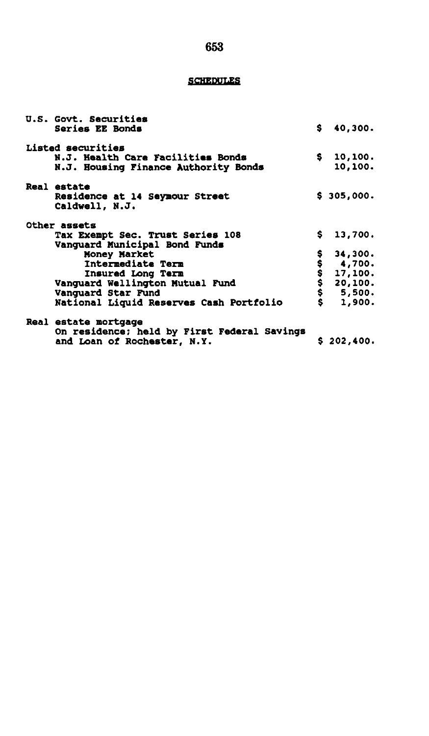## SCHEDULES

| | |
|---|---|
| U.S. Govt. Securities | |
| Series EE Bonds | $ 40,300. |
| Listed securities | |
| N.J. Health Care Facilities Bonds | $ 10,100. |
| N.J. Housing Finance Authority Bonds | 10,100. |
| Real estate | |
| Residence at 14 Seymour Street Caldwell, N.J. | $ 305,000. |
| Other assets | |
| Tax Exempt Sec. Trust Series 108 | $ 13,700. |
| Vanguard Municipal Bond Funds | |
| Money Market | $ 34,300. |
| Intermediate Term | $ 4,700. |
| Insured Long Term | $ 17,100. |
| Vanguard Wellington Mutual Fund | $ 20,100. |
| Vanguard Star Fund | $ 5,500. |
| National Liquid Reserves Cash Portfolio | $ 1,900. |
| Real estate mortgage | |
| On residence; held by First Federal Savings and Loan of Rochester, N.Y. | $ 202,400. |